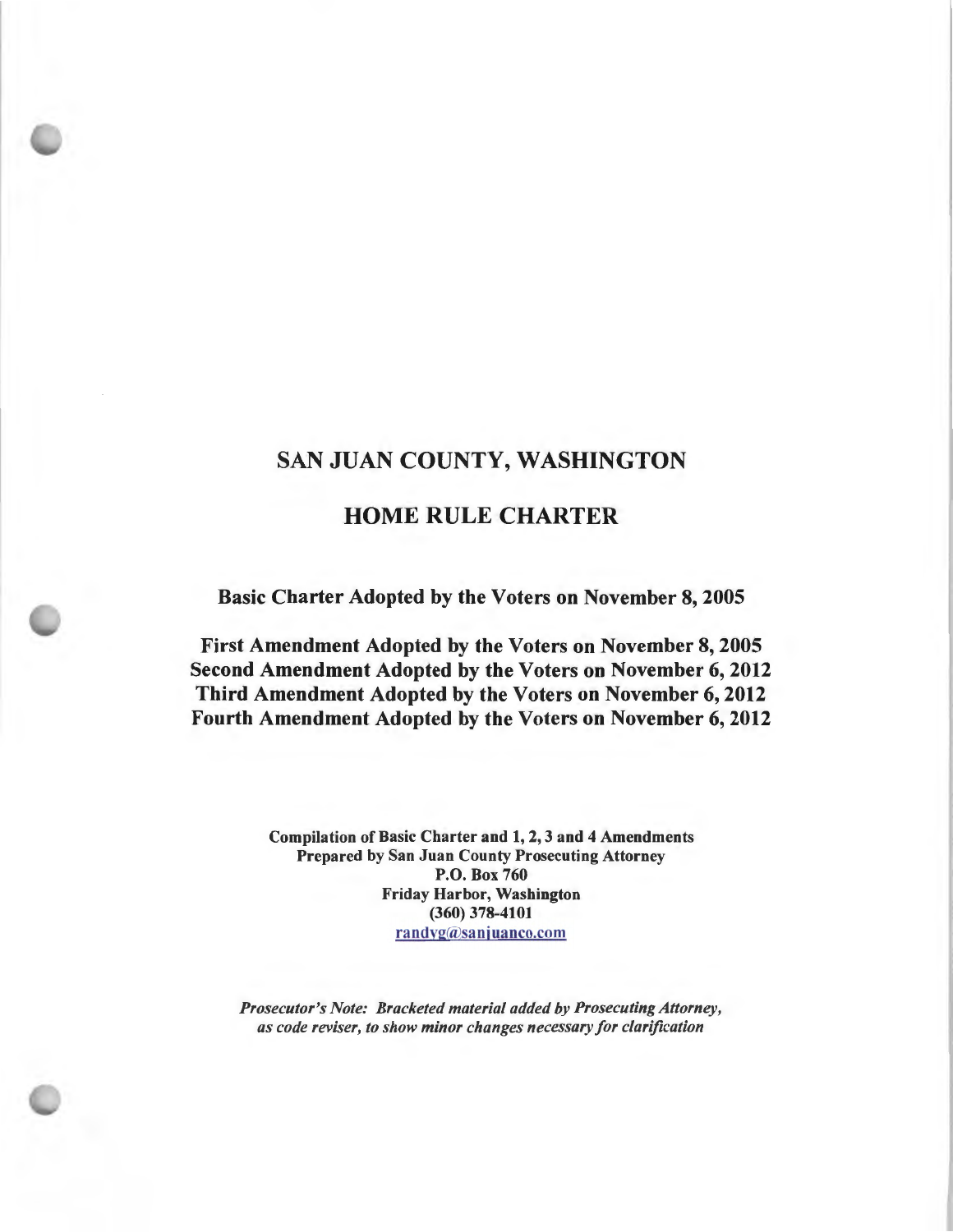# SAN JUAN COUNTY, WASHINGTON

# HOME RULE CHARTER

**Basic Charter Adopted by the Voters on November 8, 2005**

**First Amendment Adopted by the Voters on November 8, 2005**
**Second Amendment Adopted by the Voters on November 6, 2012**
**Third Amendment Adopted by the Voters on November 6, 2012**
**Fourth Amendment Adopted by the Voters on November 6, 2012**

**Compilation of Basic Charter and 1, 2, 3 and 4 Amendments**
**Prepared by San Juan County Prosecuting Attorney**
**P.O. Box 760**
**Friday Harbor, Washington**
**(360) 378-4101**
**randyg@sanjuanco.com**

*Prosecutor's Note: Bracketed material added by Prosecuting Attorney, as code reviser, to show minor changes necessary for clarification*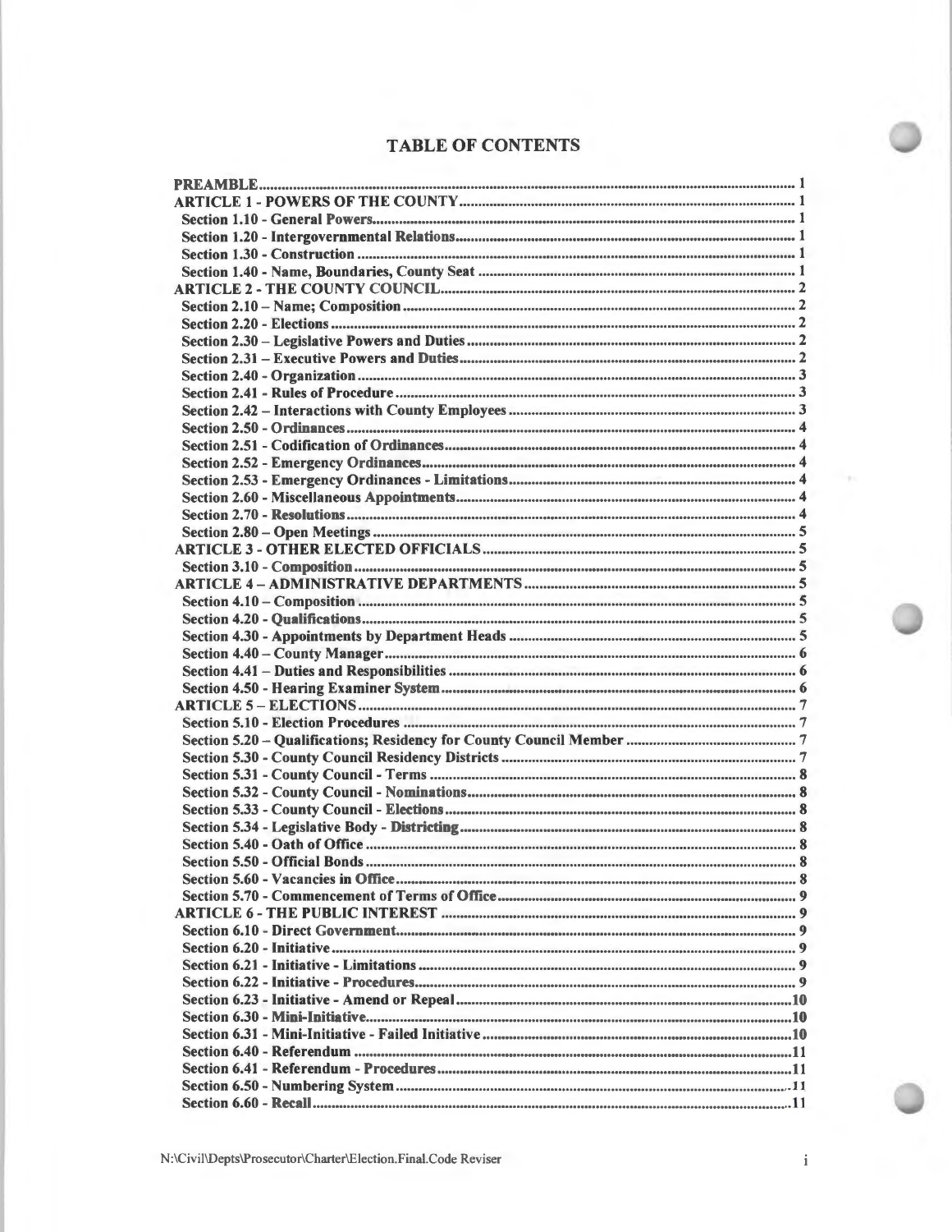# TABLE OF CONTENTS

| | |
|---|---|
| **PREAMBLE** | 1 |
| **ARTICLE 1 - POWERS OF THE COUNTY** | 1 |
| Section 1.10 - General Powers | 1 |
| Section 1.20 - Intergovernmental Relations | 1 |
| Section 1.30 - Construction | 1 |
| Section 1.40 - Name, Boundaries, County Seat | 1 |
| **ARTICLE 2 - THE COUNTY COUNCIL** | 2 |
| Section 2.10 – Name; Composition | 2 |
| Section 2.20 - Elections | 2 |
| Section 2.30 – Legislative Powers and Duties | 2 |
| Section 2.31 – Executive Powers and Duties | 2 |
| Section 2.40 - Organization | 3 |
| Section 2.41 - Rules of Procedure | 3 |
| Section 2.42 – Interactions with County Employees | 3 |
| Section 2.50 - Ordinances | 4 |
| Section 2.51 - Codification of Ordinances | 4 |
| Section 2.52 - Emergency Ordinances | 4 |
| Section 2.53 - Emergency Ordinances - Limitations | 4 |
| Section 2.60 - Miscellaneous Appointments | 4 |
| Section 2.70 - Resolutions | 4 |
| Section 2.80 – Open Meetings | 5 |
| **ARTICLE 3 - OTHER ELECTED OFFICIALS** | 5 |
| Section 3.10 - Composition | 5 |
| **ARTICLE 4 – ADMINISTRATIVE DEPARTMENTS** | 5 |
| Section 4.10 – Composition | 5 |
| Section 4.20 - Qualifications | 5 |
| Section 4.30 - Appointments by Department Heads | 5 |
| Section 4.40 – County Manager | 6 |
| Section 4.41 – Duties and Responsibilities | 6 |
| Section 4.50 - Hearing Examiner System | 6 |
| **ARTICLE 5 – ELECTIONS** | 7 |
| Section 5.10 - Election Procedures | 7 |
| Section 5.20 – Qualifications; Residency for County Council Member | 7 |
| Section 5.30 - County Council Residency Districts | 7 |
| Section 5.31 - County Council - Terms | 8 |
| Section 5.32 - County Council - Nominations | 8 |
| Section 5.33 - County Council - Elections | 8 |
| Section 5.34 - Legislative Body - Districting | 8 |
| Section 5.40 - Oath of Office | 8 |
| Section 5.50 - Official Bonds | 8 |
| Section 5.60 - Vacancies in Office | 8 |
| Section 5.70 - Commencement of Terms of Office | 9 |
| **ARTICLE 6 - THE PUBLIC INTEREST** | 9 |
| Section 6.10 - Direct Government | 9 |
| Section 6.20 - Initiative | 9 |
| Section 6.21 - Initiative - Limitations | 9 |
| Section 6.22 - Initiative - Procedures | 9 |
| Section 6.23 - Initiative - Amend or Repeal | 10 |
| Section 6.30 - Mini-Initiative | 10 |
| Section 6.31 - Mini-Initiative - Failed Initiative | 10 |
| Section 6.40 - Referendum | 11 |
| Section 6.41 - Referendum - Procedures | 11 |
| Section 6.50 - Numbering System | 11 |
| Section 6.60 - Recall | 11 |

N:\Civil\Depts\Prosecutor\Charter\Election.Final.Code Reviser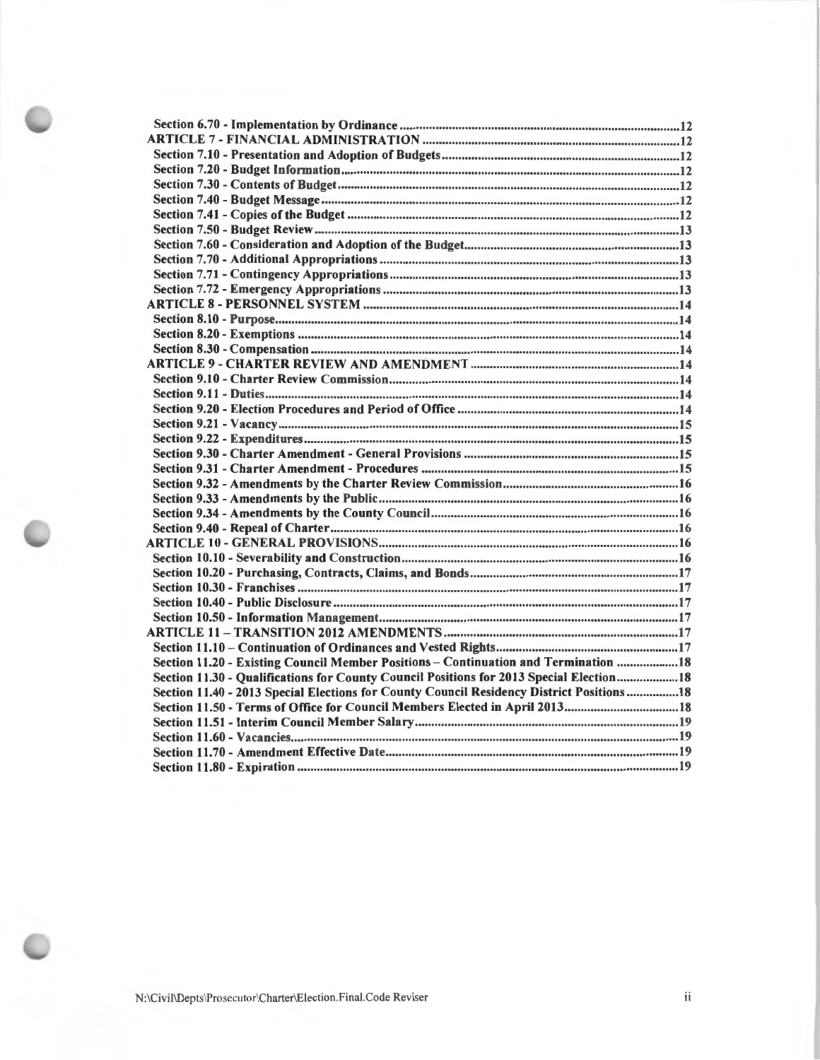Section 6.70 - Implementation by Ordinance ..... 12

ARTICLE 7 - FINANCIAL ADMINISTRATION ..... 12

Section 7.10 - Presentation and Adoption of Budgets ..... 12

Section 7.20 - Budget Information ..... 12

Section 7.30 - Contents of Budget ..... 12

Section 7.40 - Budget Message ..... 12

Section 7.41 - Copies of the Budget ..... 12

Section 7.50 - Budget Review ..... 13

Section 7.60 - Consideration and Adoption of the Budget ..... 13

Section 7.70 - Additional Appropriations ..... 13

Section 7.71 - Contingency Appropriations ..... 13

Section 7.72 - Emergency Appropriations ..... 13

ARTICLE 8 - PERSONNEL SYSTEM ..... 14

Section 8.10 - Purpose ..... 14

Section 8.20 - Exemptions ..... 14

Section 8.30 - Compensation ..... 14

ARTICLE 9 - CHARTER REVIEW AND AMENDMENT ..... 14

Section 9.10 - Charter Review Commission ..... 14

Section 9.11 - Duties ..... 14

Section 9.20 - Election Procedures and Period of Office ..... 14

Section 9.21 - Vacancy ..... 15

Section 9.22 - Expenditures ..... 15

Section 9.30 - Charter Amendment - General Provisions ..... 15

Section 9.31 - Charter Amendment - Procedures ..... 15

Section 9.32 - Amendments by the Charter Review Commission ..... 16

Section 9.33 - Amendments by the Public ..... 16

Section 9.34 - Amendments by the County Council ..... 16

Section 9.40 - Repeal of Charter ..... 16

ARTICLE 10 - GENERAL PROVISIONS ..... 16

Section 10.10 - Severability and Construction ..... 16

Section 10.20 - Purchasing, Contracts, Claims, and Bonds ..... 17

Section 10.30 - Franchises ..... 17

Section 10.40 - Public Disclosure ..... 17

Section 10.50 - Information Management ..... 17

ARTICLE 11 – TRANSITION 2012 AMENDMENTS ..... 17

Section 11.10 – Continuation of Ordinances and Vested Rights ..... 17

Section 11.20 - Existing Council Member Positions – Continuation and Termination ..... 18

Section 11.30 - Qualifications for County Council Positions for 2013 Special Election ..... 18

Section 11.40 - 2013 Special Elections for County Council Residency District Positions ..... 18

Section 11.50 - Terms of Office for Council Members Elected in April 2013 ..... 18

Section 11.51 - Interim Council Member Salary ..... 19

Section 11.60 - Vacancies ..... 19

Section 11.70 - Amendment Effective Date ..... 19

Section 11.80 - Expiration ..... 19

N:\Civil\Depts\Prosecutor\Charter\Election.Final.Code Reviser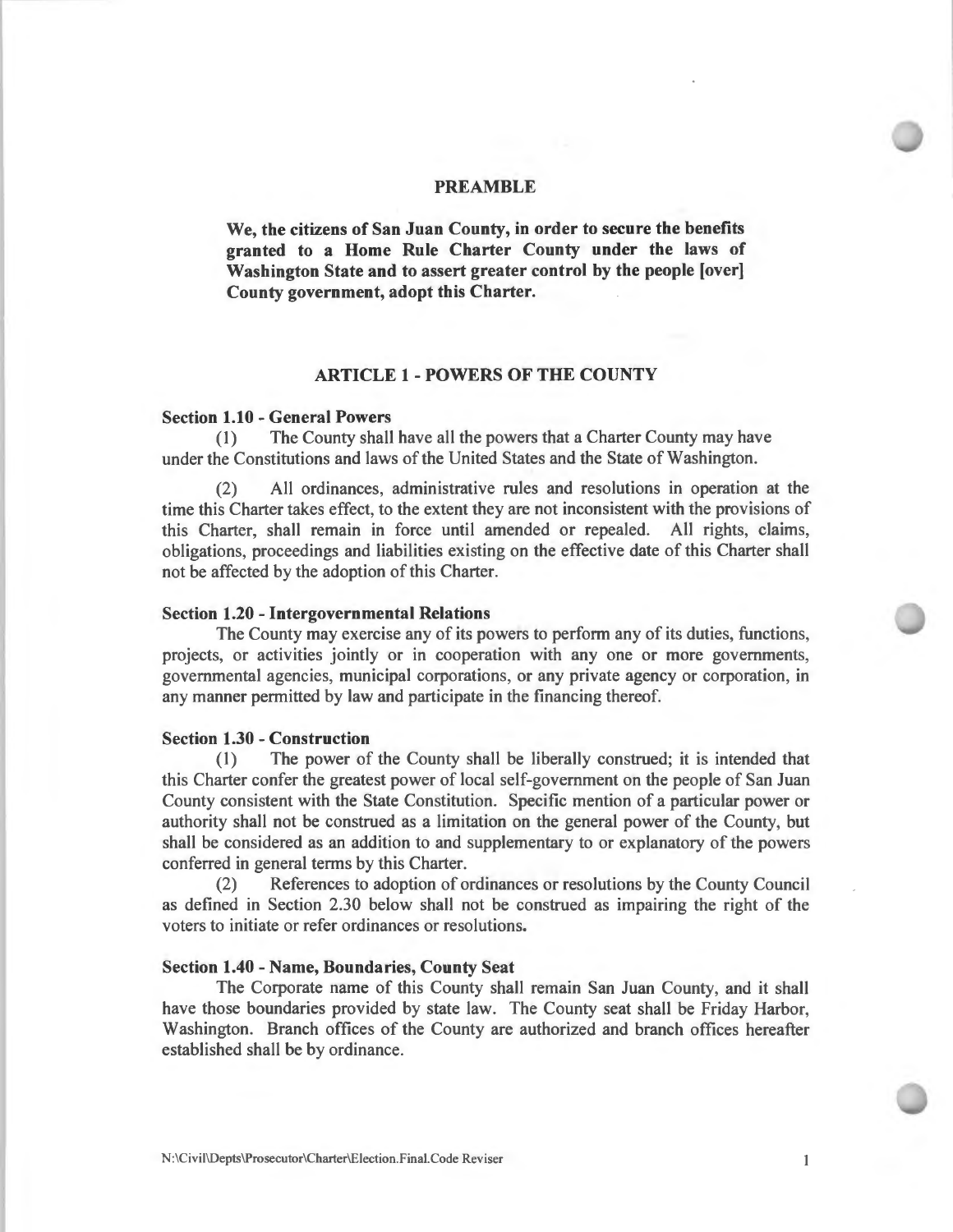## PREAMBLE

**We, the citizens of San Juan County, in order to secure the benefits granted to a Home Rule Charter County under the laws of Washington State and to assert greater control by the people [over] County government, adopt this Charter.**

## ARTICLE 1 - POWERS OF THE COUNTY

### Section 1.10 - General Powers

(1) The County shall have all the powers that a Charter County may have under the Constitutions and laws of the United States and the State of Washington.

(2) All ordinances, administrative rules and resolutions in operation at the time this Charter takes effect, to the extent they are not inconsistent with the provisions of this Charter, shall remain in force until amended or repealed. All rights, claims, obligations, proceedings and liabilities existing on the effective date of this Charter shall not be affected by the adoption of this Charter.

### Section 1.20 - Intergovernmental Relations

The County may exercise any of its powers to perform any of its duties, functions, projects, or activities jointly or in cooperation with any one or more governments, governmental agencies, municipal corporations, or any private agency or corporation, in any manner permitted by law and participate in the financing thereof.

### Section 1.30 - Construction

(1) The power of the County shall be liberally construed; it is intended that this Charter confer the greatest power of local self-government on the people of San Juan County consistent with the State Constitution. Specific mention of a particular power or authority shall not be construed as a limitation on the general power of the County, but shall be considered as an addition to and supplementary to or explanatory of the powers conferred in general terms by this Charter.

(2) References to adoption of ordinances or resolutions by the County Council as defined in Section 2.30 below shall not be construed as impairing the right of the voters to initiate or refer ordinances or resolutions.

### Section 1.40 - Name, Boundaries, County Seat

The Corporate name of this County shall remain San Juan County, and it shall have those boundaries provided by state law. The County seat shall be Friday Harbor, Washington. Branch offices of the County are authorized and branch offices hereafter established shall be by ordinance.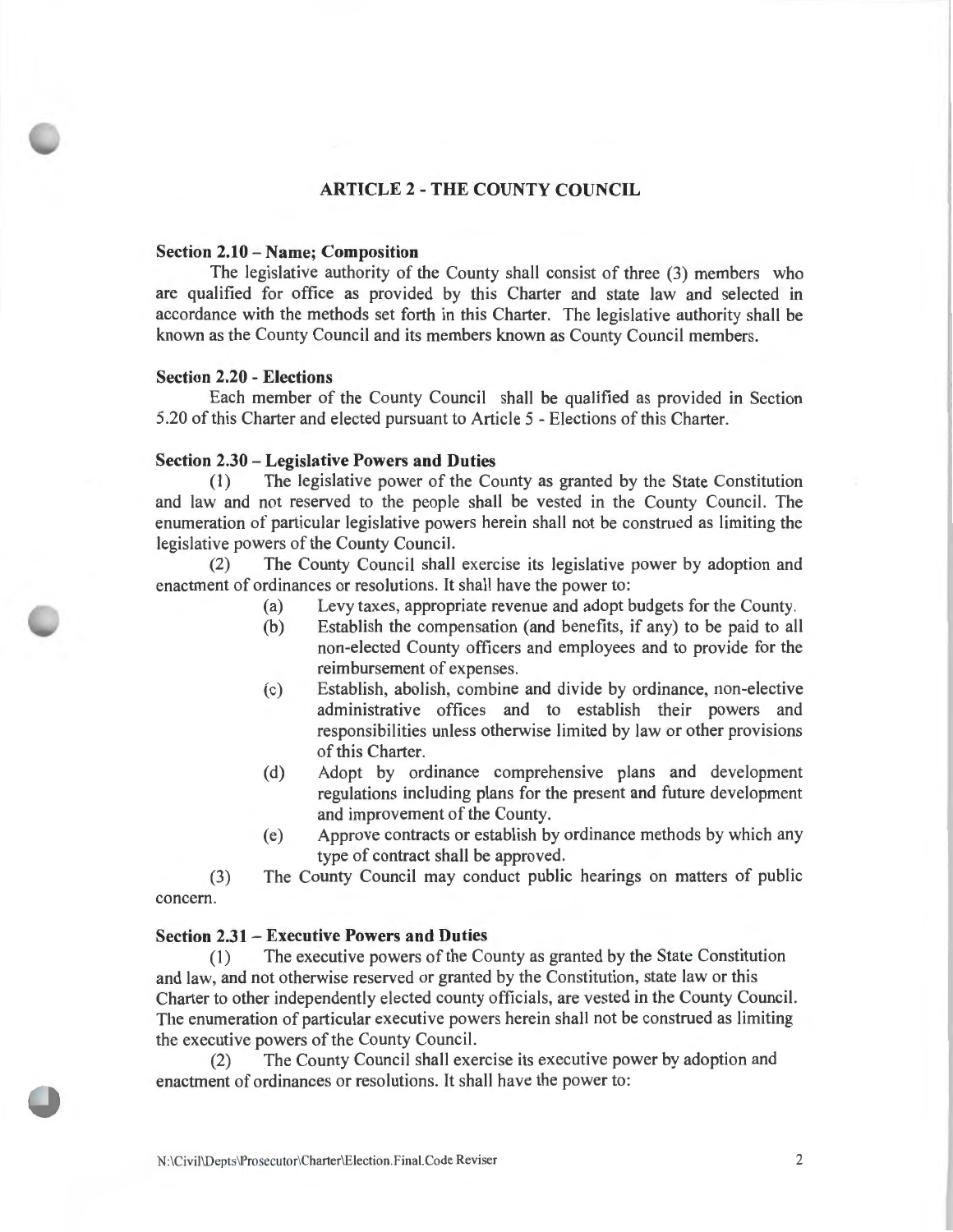## ARTICLE 2 - THE COUNTY COUNCIL

### Section 2.10 – Name; Composition

The legislative authority of the County shall consist of three (3) members who are qualified for office as provided by this Charter and state law and selected in accordance with the methods set forth in this Charter. The legislative authority shall be known as the County Council and its members known as County Council members.

### Section 2.20 - Elections

Each member of the County Council shall be qualified as provided in Section 5.20 of this Charter and elected pursuant to Article 5 - Elections of this Charter.

### Section 2.30 – Legislative Powers and Duties

(1) The legislative power of the County as granted by the State Constitution and law and not reserved to the people shall be vested in the County Council. The enumeration of particular legislative powers herein shall not be construed as limiting the legislative powers of the County Council.

(2) The County Council shall exercise its legislative power by adoption and enactment of ordinances or resolutions. It shall have the power to:

- (a) Levy taxes, appropriate revenue and adopt budgets for the County.
- (b) Establish the compensation (and benefits, if any) to be paid to all non-elected County officers and employees and to provide for the reimbursement of expenses.
- (c) Establish, abolish, combine and divide by ordinance, non-elective administrative offices and to establish their powers and responsibilities unless otherwise limited by law or other provisions of this Charter.
- (d) Adopt by ordinance comprehensive plans and development regulations including plans for the present and future development and improvement of the County.
- (e) Approve contracts or establish by ordinance methods by which any type of contract shall be approved.

(3) The County Council may conduct public hearings on matters of public concern.

### Section 2.31 – Executive Powers and Duties

(1) The executive powers of the County as granted by the State Constitution and law, and not otherwise reserved or granted by the Constitution, state law or this Charter to other independently elected county officials, are vested in the County Council. The enumeration of particular executive powers herein shall not be construed as limiting the executive powers of the County Council.

(2) The County Council shall exercise its executive power by adoption and enactment of ordinances or resolutions. It shall have the power to: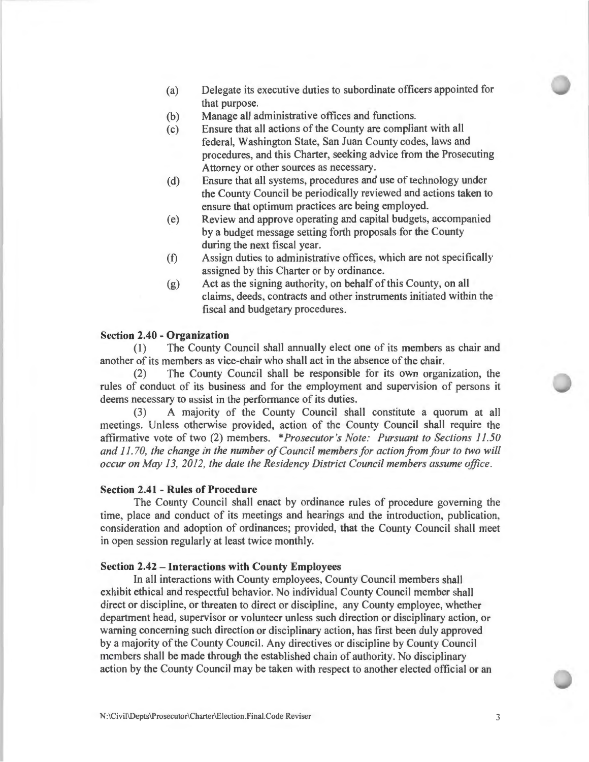(a) Delegate its executive duties to subordinate officers appointed for that purpose.

(b) Manage all administrative offices and functions.

(c) Ensure that all actions of the County are compliant with all federal, Washington State, San Juan County codes, laws and procedures, and this Charter, seeking advice from the Prosecuting Attorney or other sources as necessary.

(d) Ensure that all systems, procedures and use of technology under the County Council be periodically reviewed and actions taken to ensure that optimum practices are being employed.

(e) Review and approve operating and capital budgets, accompanied by a budget message setting forth proposals for the County during the next fiscal year.

(f) Assign duties to administrative offices, which are not specifically assigned by this Charter or by ordinance.

(g) Act as the signing authority, on behalf of this County, on all claims, deeds, contracts and other instruments initiated within the fiscal and budgetary procedures.

**Section 2.40 - Organization**

(1) The County Council shall annually elect one of its members as chair and another of its members as vice-chair who shall act in the absence of the chair.

(2) The County Council shall be responsible for its own organization, the rules of conduct of its business and for the employment and supervision of persons it deems necessary to assist in the performance of its duties.

(3) A majority of the County Council shall constitute a quorum at all meetings. Unless otherwise provided, action of the County Council shall require the affirmative vote of two (2) members. **Prosecutor's Note: Pursuant to Sections 11.50 and 11.70, the change in the number of Council members for action from four to two will occur on May 13, 2012, the date the Residency District Council members assume office.*

**Section 2.41 - Rules of Procedure**

The County Council shall enact by ordinance rules of procedure governing the time, place and conduct of its meetings and hearings and the introduction, publication, consideration and adoption of ordinances; provided, that the County Council shall meet in open session regularly at least twice monthly.

**Section 2.42 – Interactions with County Employees**

In all interactions with County employees, County Council members shall exhibit ethical and respectful behavior. No individual County Council member shall direct or discipline, or threaten to direct or discipline, any County employee, whether department head, supervisor or volunteer unless such direction or disciplinary action, or warning concerning such direction or disciplinary action, has first been duly approved by a majority of the County Council. Any directives or discipline by County Council members shall be made through the established chain of authority. No disciplinary action by the County Council may be taken with respect to another elected official or an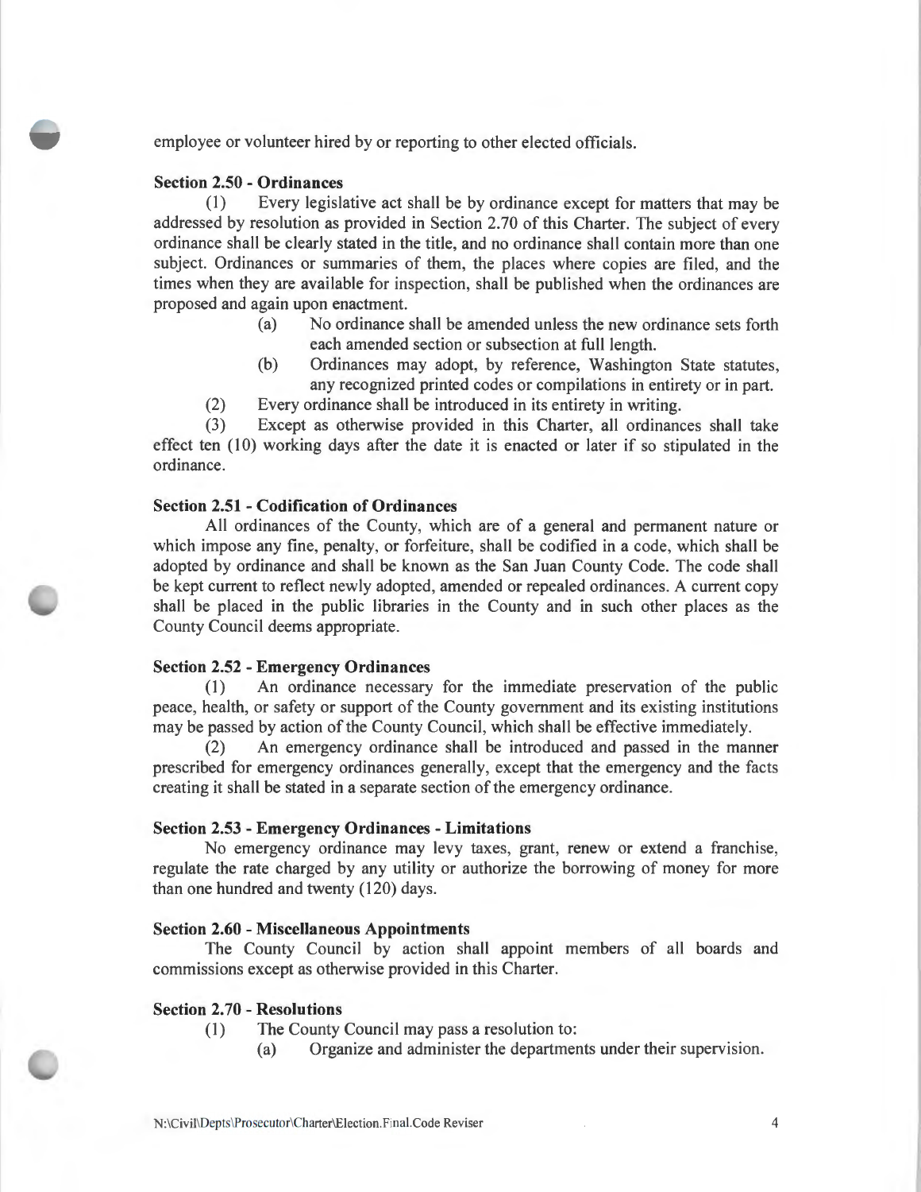employee or volunteer hired by or reporting to other elected officials.

**Section 2.50 - Ordinances**

(1) Every legislative act shall be by ordinance except for matters that may be addressed by resolution as provided in Section 2.70 of this Charter. The subject of every ordinance shall be clearly stated in the title, and no ordinance shall contain more than one subject. Ordinances or summaries of them, the places where copies are filed, and the times when they are available for inspection, shall be published when the ordinances are proposed and again upon enactment.

- (a) No ordinance shall be amended unless the new ordinance sets forth each amended section or subsection at full length.
- (b) Ordinances may adopt, by reference, Washington State statutes, any recognized printed codes or compilations in entirety or in part.

(2) Every ordinance shall be introduced in its entirety in writing.

(3) Except as otherwise provided in this Charter, all ordinances shall take effect ten (10) working days after the date it is enacted or later if so stipulated in the ordinance.

**Section 2.51 - Codification of Ordinances**

All ordinances of the County, which are of a general and permanent nature or which impose any fine, penalty, or forfeiture, shall be codified in a code, which shall be adopted by ordinance and shall be known as the San Juan County Code. The code shall be kept current to reflect newly adopted, amended or repealed ordinances. A current copy shall be placed in the public libraries in the County and in such other places as the County Council deems appropriate.

**Section 2.52 - Emergency Ordinances**

(1) An ordinance necessary for the immediate preservation of the public peace, health, or safety or support of the County government and its existing institutions may be passed by action of the County Council, which shall be effective immediately.

(2) An emergency ordinance shall be introduced and passed in the manner prescribed for emergency ordinances generally, except that the emergency and the facts creating it shall be stated in a separate section of the emergency ordinance.

**Section 2.53 - Emergency Ordinances - Limitations**

No emergency ordinance may levy taxes, grant, renew or extend a franchise, regulate the rate charged by any utility or authorize the borrowing of money for more than one hundred and twenty (120) days.

**Section 2.60 - Miscellaneous Appointments**

The County Council by action shall appoint members of all boards and commissions except as otherwise provided in this Charter.

**Section 2.70 - Resolutions**

(1) The County Council may pass a resolution to:

- (a) Organize and administer the departments under their supervision.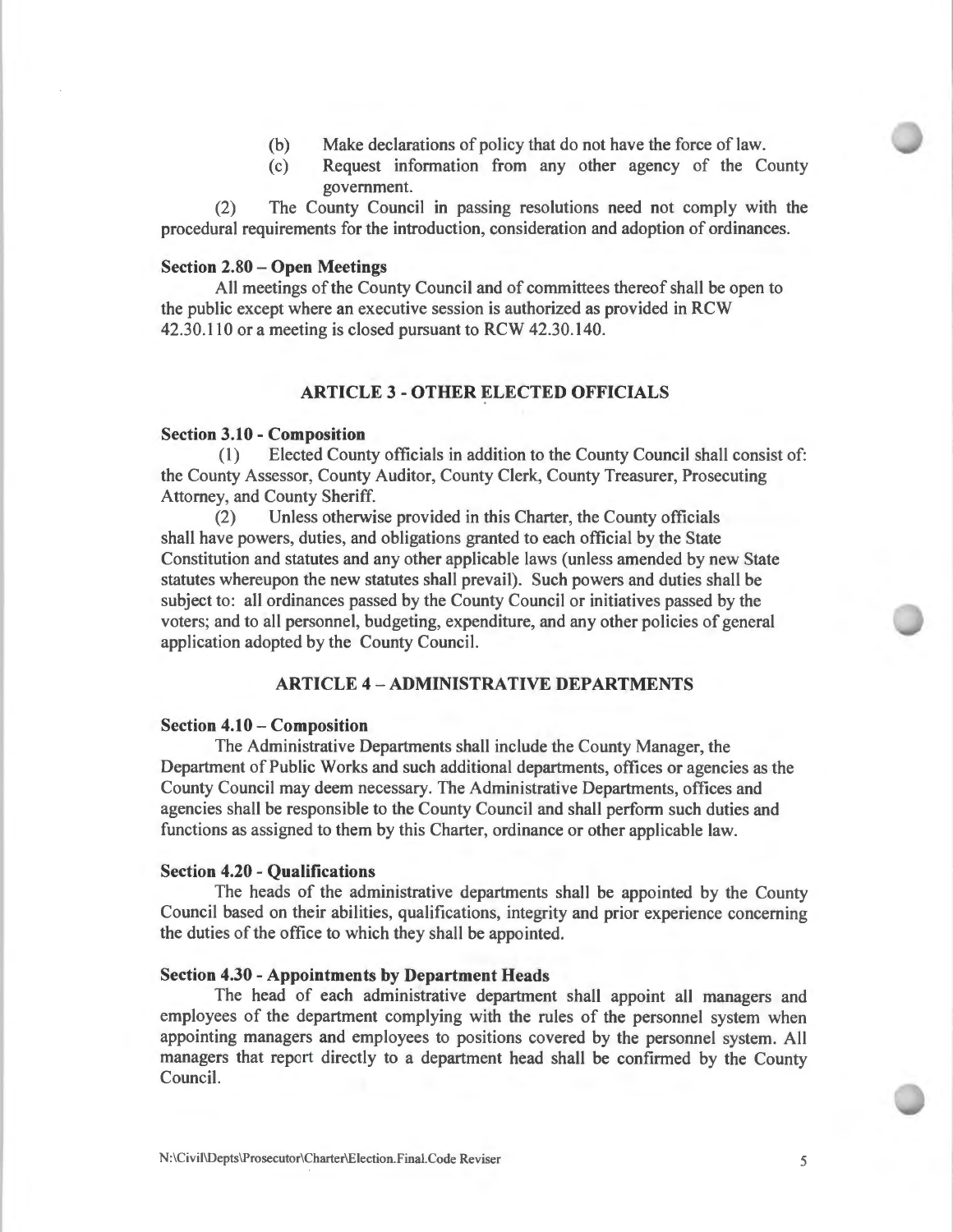(b) Make declarations of policy that do not have the force of law.

(c) Request information from any other agency of the County government.

(2) The County Council in passing resolutions need not comply with the procedural requirements for the introduction, consideration and adoption of ordinances.

**Section 2.80 – Open Meetings**

All meetings of the County Council and of committees thereof shall be open to the public except where an executive session is authorized as provided in RCW 42.30.110 or a meeting is closed pursuant to RCW 42.30.140.

## ARTICLE 3 - OTHER ELECTED OFFICIALS

**Section 3.10 - Composition**

(1) Elected County officials in addition to the County Council shall consist of: the County Assessor, County Auditor, County Clerk, County Treasurer, Prosecuting Attorney, and County Sheriff.

(2) Unless otherwise provided in this Charter, the County officials shall have powers, duties, and obligations granted to each official by the State Constitution and statutes and any other applicable laws (unless amended by new State statutes whereupon the new statutes shall prevail). Such powers and duties shall be subject to: all ordinances passed by the County Council or initiatives passed by the voters; and to all personnel, budgeting, expenditure, and any other policies of general application adopted by the County Council.

## ARTICLE 4 – ADMINISTRATIVE DEPARTMENTS

**Section 4.10 – Composition**

The Administrative Departments shall include the County Manager, the Department of Public Works and such additional departments, offices or agencies as the County Council may deem necessary. The Administrative Departments, offices and agencies shall be responsible to the County Council and shall perform such duties and functions as assigned to them by this Charter, ordinance or other applicable law.

**Section 4.20 - Qualifications**

The heads of the administrative departments shall be appointed by the County Council based on their abilities, qualifications, integrity and prior experience concerning the duties of the office to which they shall be appointed.

**Section 4.30 - Appointments by Department Heads**

The head of each administrative department shall appoint all managers and employees of the department complying with the rules of the personnel system when appointing managers and employees to positions covered by the personnel system. All managers that report directly to a department head shall be confirmed by the County Council.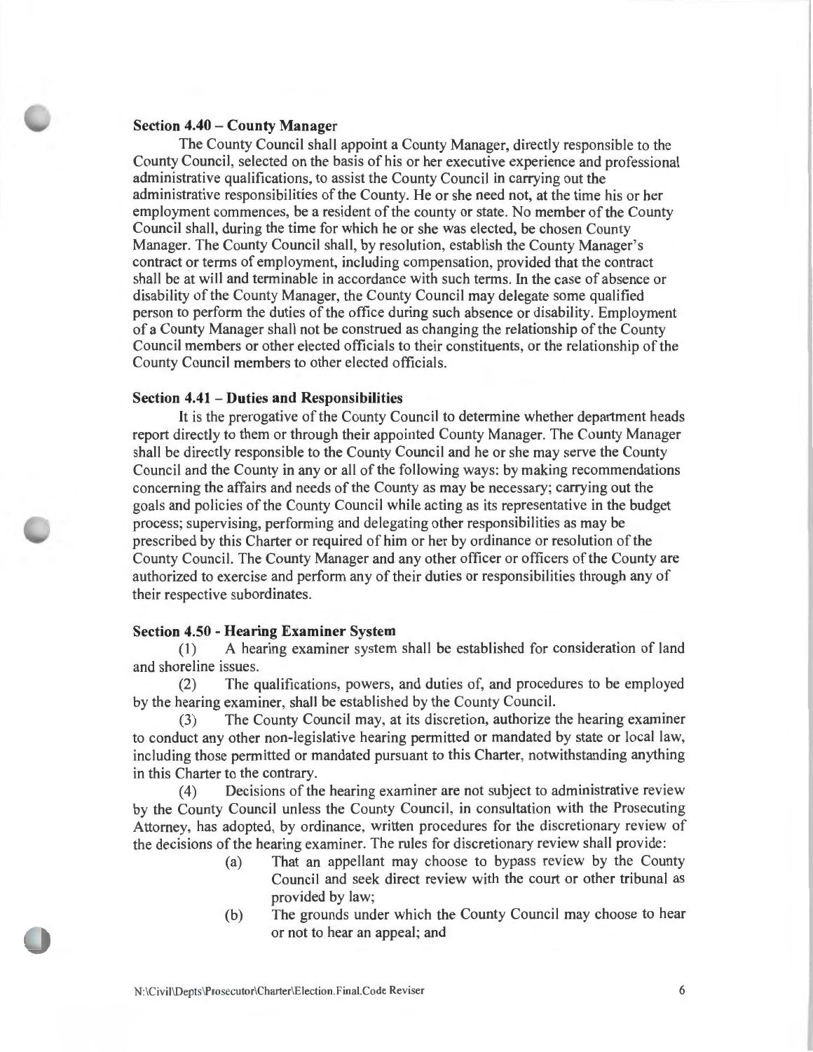**Section 4.40 – County Manager**

The County Council shall appoint a County Manager, directly responsible to the County Council, selected on the basis of his or her executive experience and professional administrative qualifications, to assist the County Council in carrying out the administrative responsibilities of the County. He or she need not, at the time his or her employment commences, be a resident of the county or state. No member of the County Council shall, during the time for which he or she was elected, be chosen County Manager. The County Council shall, by resolution, establish the County Manager's contract or terms of employment, including compensation, provided that the contract shall be at will and terminable in accordance with such terms. In the case of absence or disability of the County Manager, the County Council may delegate some qualified person to perform the duties of the office during such absence or disability. Employment of a County Manager shall not be construed as changing the relationship of the County Council members or other elected officials to their constituents, or the relationship of the County Council members to other elected officials.

**Section 4.41 – Duties and Responsibilities**

It is the prerogative of the County Council to determine whether department heads report directly to them or through their appointed County Manager. The County Manager shall be directly responsible to the County Council and he or she may serve the County Council and the County in any or all of the following ways: by making recommendations concerning the affairs and needs of the County as may be necessary; carrying out the goals and policies of the County Council while acting as its representative in the budget process; supervising, performing and delegating other responsibilities as may be prescribed by this Charter or required of him or her by ordinance or resolution of the County Council. The County Manager and any other officer or officers of the County are authorized to exercise and perform any of their duties or responsibilities through any of their respective subordinates.

**Section 4.50 - Hearing Examiner System**

(1) A hearing examiner system shall be established for consideration of land and shoreline issues.

(2) The qualifications, powers, and duties of, and procedures to be employed by the hearing examiner, shall be established by the County Council.

(3) The County Council may, at its discretion, authorize the hearing examiner to conduct any other non-legislative hearing permitted or mandated by state or local law, including those permitted or mandated pursuant to this Charter, notwithstanding anything in this Charter to the contrary.

(4) Decisions of the hearing examiner are not subject to administrative review by the County Council unless the County Council, in consultation with the Prosecuting Attorney, has adopted, by ordinance, written procedures for the discretionary review of the decisions of the hearing examiner. The rules for discretionary review shall provide:

> (a) That an appellant may choose to bypass review by the County Council and seek direct review with the court or other tribunal as provided by law;
>
> (b) The grounds under which the County Council may choose to hear or not to hear an appeal; and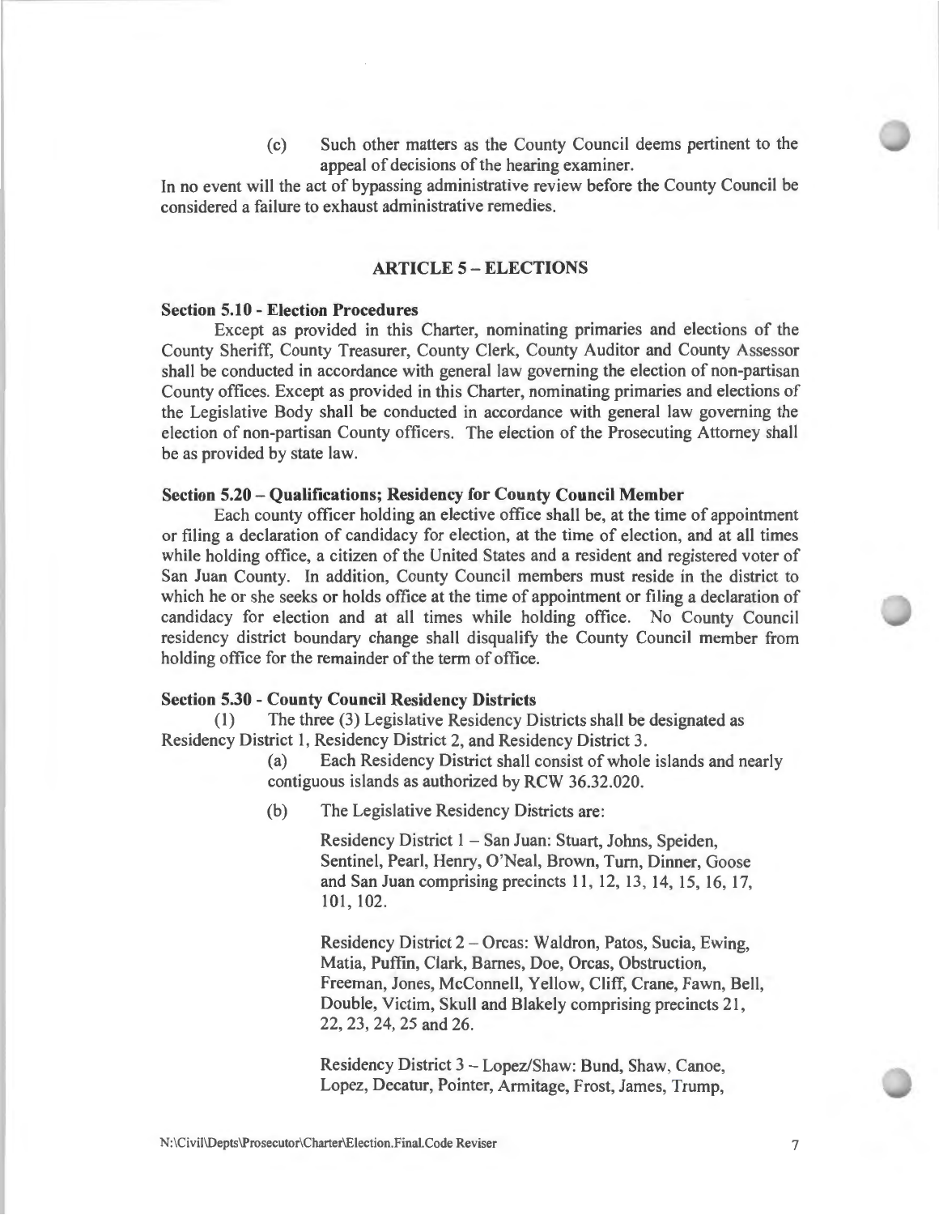(c) Such other matters as the County Council deems pertinent to the appeal of decisions of the hearing examiner.

In no event will the act of bypassing administrative review before the County Council be considered a failure to exhaust administrative remedies.

## ARTICLE 5 – ELECTIONS

### Section 5.10 - Election Procedures

Except as provided in this Charter, nominating primaries and elections of the County Sheriff, County Treasurer, County Clerk, County Auditor and County Assessor shall be conducted in accordance with general law governing the election of non-partisan County offices. Except as provided in this Charter, nominating primaries and elections of the Legislative Body shall be conducted in accordance with general law governing the election of non-partisan County officers. The election of the Prosecuting Attorney shall be as provided by state law.

### Section 5.20 – Qualifications; Residency for County Council Member

Each county officer holding an elective office shall be, at the time of appointment or filing a declaration of candidacy for election, at the time of election, and at all times while holding office, a citizen of the United States and a resident and registered voter of San Juan County. In addition, County Council members must reside in the district to which he or she seeks or holds office at the time of appointment or filing a declaration of candidacy for election and at all times while holding office. No County Council residency district boundary change shall disqualify the County Council member from holding office for the remainder of the term of office.

### Section 5.30 - County Council Residency Districts

(1) The three (3) Legislative Residency Districts shall be designated as Residency District 1, Residency District 2, and Residency District 3.

(a) Each Residency District shall consist of whole islands and nearly contiguous islands as authorized by RCW 36.32.020.

(b) The Legislative Residency Districts are:

Residency District 1 – San Juan: Stuart, Johns, Speiden, Sentinel, Pearl, Henry, O'Neal, Brown, Turn, Dinner, Goose and San Juan comprising precincts 11, 12, 13, 14, 15, 16, 17, 101, 102.

Residency District 2 – Orcas: Waldron, Patos, Sucia, Ewing, Matia, Puffin, Clark, Barnes, Doe, Orcas, Obstruction, Freeman, Jones, McConnell, Yellow, Cliff, Crane, Fawn, Bell, Double, Victim, Skull and Blakely comprising precincts 21, 22, 23, 24, 25 and 26.

Residency District 3 – Lopez/Shaw: Bund, Shaw, Canoe, Lopez, Decatur, Pointer, Armitage, Frost, James, Trump,

N:\Civil\Depts\Prosecutor\Charter\Election.Final.Code Reviser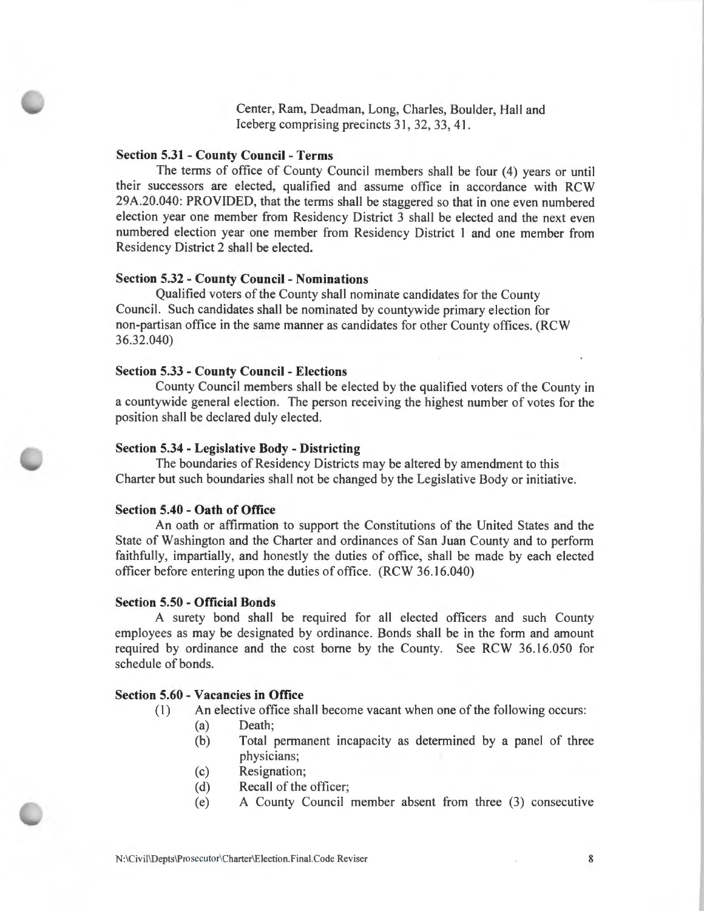Center, Ram, Deadman, Long, Charles, Boulder, Hall and Iceberg comprising precincts 31, 32, 33, 41.

**Section 5.31 - County Council - Terms**

The terms of office of County Council members shall be four (4) years or until their successors are elected, qualified and assume office in accordance with RCW 29A.20.040: PROVIDED, that the terms shall be staggered so that in one even numbered election year one member from Residency District 3 shall be elected and the next even numbered election year one member from Residency District 1 and one member from Residency District 2 shall be elected.

**Section 5.32 - County Council - Nominations**

Qualified voters of the County shall nominate candidates for the County Council. Such candidates shall be nominated by countywide primary election for non-partisan office in the same manner as candidates for other County offices. (RCW 36.32.040)

**Section 5.33 - County Council - Elections**

County Council members shall be elected by the qualified voters of the County in a countywide general election. The person receiving the highest number of votes for the position shall be declared duly elected.

**Section 5.34 - Legislative Body - Districting**

The boundaries of Residency Districts may be altered by amendment to this Charter but such boundaries shall not be changed by the Legislative Body or initiative.

**Section 5.40 - Oath of Office**

An oath or affirmation to support the Constitutions of the United States and the State of Washington and the Charter and ordinances of San Juan County and to perform faithfully, impartially, and honestly the duties of office, shall be made by each elected officer before entering upon the duties of office. (RCW 36.16.040)

**Section 5.50 - Official Bonds**

A surety bond shall be required for all elected officers and such County employees as may be designated by ordinance. Bonds shall be in the form and amount required by ordinance and the cost borne by the County. See RCW 36.16.050 for schedule of bonds.

**Section 5.60 - Vacancies in Office**

(1) An elective office shall become vacant when one of the following occurs:

- (a) Death;
- (b) Total permanent incapacity as determined by a panel of three physicians;
- (c) Resignation;
- (d) Recall of the officer;
- (e) A County Council member absent from three (3) consecutive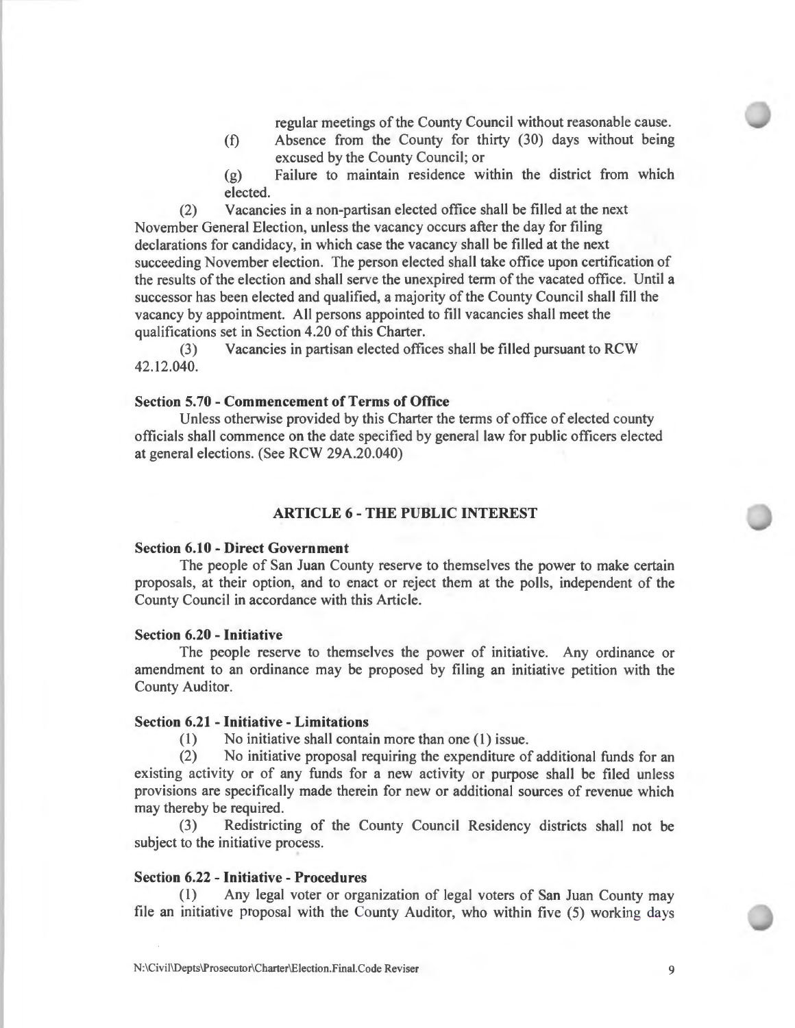regular meetings of the County Council without reasonable cause.

(f) Absence from the County for thirty (30) days without being excused by the County Council; or

(g) Failure to maintain residence within the district from which elected.

(2) Vacancies in a non-partisan elected office shall be filled at the next November General Election, unless the vacancy occurs after the day for filing declarations for candidacy, in which case the vacancy shall be filled at the next succeeding November election. The person elected shall take office upon certification of the results of the election and shall serve the unexpired term of the vacated office. Until a successor has been elected and qualified, a majority of the County Council shall fill the vacancy by appointment. All persons appointed to fill vacancies shall meet the qualifications set in Section 4.20 of this Charter.

(3) Vacancies in partisan elected offices shall be filled pursuant to RCW 42.12.040.

**Section 5.70 - Commencement of Terms of Office**

Unless otherwise provided by this Charter the terms of office of elected county officials shall commence on the date specified by general law for public officers elected at general elections. (See RCW 29A.20.040)

## ARTICLE 6 - THE PUBLIC INTEREST

**Section 6.10 - Direct Government**

The people of San Juan County reserve to themselves the power to make certain proposals, at their option, and to enact or reject them at the polls, independent of the County Council in accordance with this Article.

**Section 6.20 - Initiative**

The people reserve to themselves the power of initiative. Any ordinance or amendment to an ordinance may be proposed by filing an initiative petition with the County Auditor.

**Section 6.21 - Initiative - Limitations**

(1) No initiative shall contain more than one (1) issue.

(2) No initiative proposal requiring the expenditure of additional funds for an existing activity or of any funds for a new activity or purpose shall be filed unless provisions are specifically made therein for new or additional sources of revenue which may thereby be required.

(3) Redistricting of the County Council Residency districts shall not be subject to the initiative process.

**Section 6.22 - Initiative - Procedures**

(1) Any legal voter or organization of legal voters of San Juan County may file an initiative proposal with the County Auditor, who within five (5) working days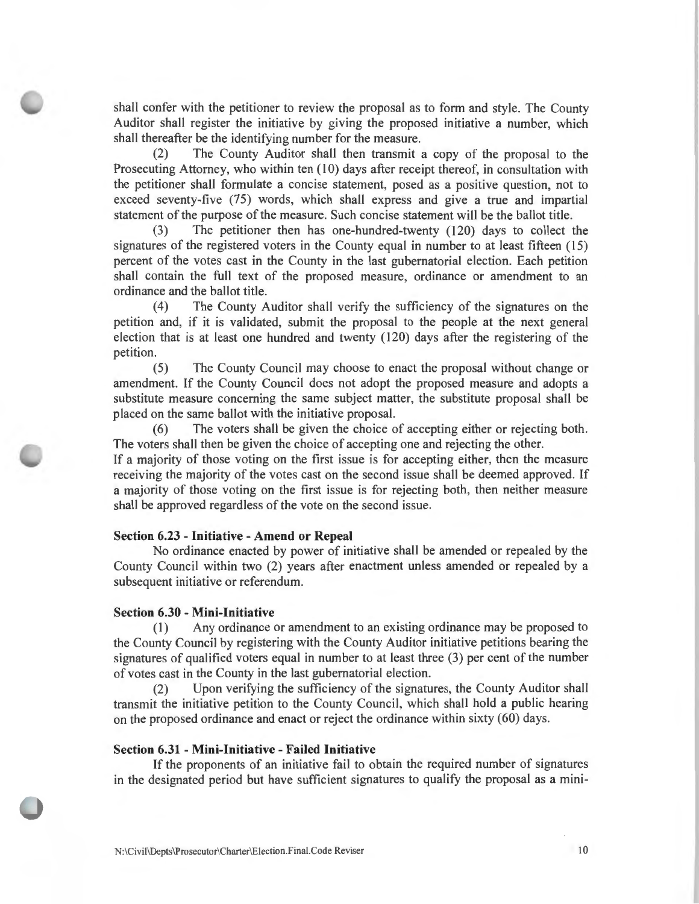shall confer with the petitioner to review the proposal as to form and style. The County Auditor shall register the initiative by giving the proposed initiative a number, which shall thereafter be the identifying number for the measure.

(2) The County Auditor shall then transmit a copy of the proposal to the Prosecuting Attorney, who within ten (10) days after receipt thereof, in consultation with the petitioner shall formulate a concise statement, posed as a positive question, not to exceed seventy-five (75) words, which shall express and give a true and impartial statement of the purpose of the measure. Such concise statement will be the ballot title.

(3) The petitioner then has one-hundred-twenty (120) days to collect the signatures of the registered voters in the County equal in number to at least fifteen (15) percent of the votes cast in the County in the last gubernatorial election. Each petition shall contain the full text of the proposed measure, ordinance or amendment to an ordinance and the ballot title.

(4) The County Auditor shall verify the sufficiency of the signatures on the petition and, if it is validated, submit the proposal to the people at the next general election that is at least one hundred and twenty (120) days after the registering of the petition.

(5) The County Council may choose to enact the proposal without change or amendment. If the County Council does not adopt the proposed measure and adopts a substitute measure concerning the same subject matter, the substitute proposal shall be placed on the same ballot with the initiative proposal.

(6) The voters shall be given the choice of accepting either or rejecting both. The voters shall then be given the choice of accepting one and rejecting the other.

If a majority of those voting on the first issue is for accepting either, then the measure receiving the majority of the votes cast on the second issue shall be deemed approved. If a majority of those voting on the first issue is for rejecting both, then neither measure shall be approved regardless of the vote on the second issue.

**Section 6.23 - Initiative - Amend or Repeal**

No ordinance enacted by power of initiative shall be amended or repealed by the County Council within two (2) years after enactment unless amended or repealed by a subsequent initiative or referendum.

**Section 6.30 - Mini-Initiative**

(1) Any ordinance or amendment to an existing ordinance may be proposed to the County Council by registering with the County Auditor initiative petitions bearing the signatures of qualified voters equal in number to at least three (3) per cent of the number of votes cast in the County in the last gubernatorial election.

(2) Upon verifying the sufficiency of the signatures, the County Auditor shall transmit the initiative petition to the County Council, which shall hold a public hearing on the proposed ordinance and enact or reject the ordinance within sixty (60) days.

**Section 6.31 - Mini-Initiative - Failed Initiative**

If the proponents of an initiative fail to obtain the required number of signatures in the designated period but have sufficient signatures to qualify the proposal as a mini-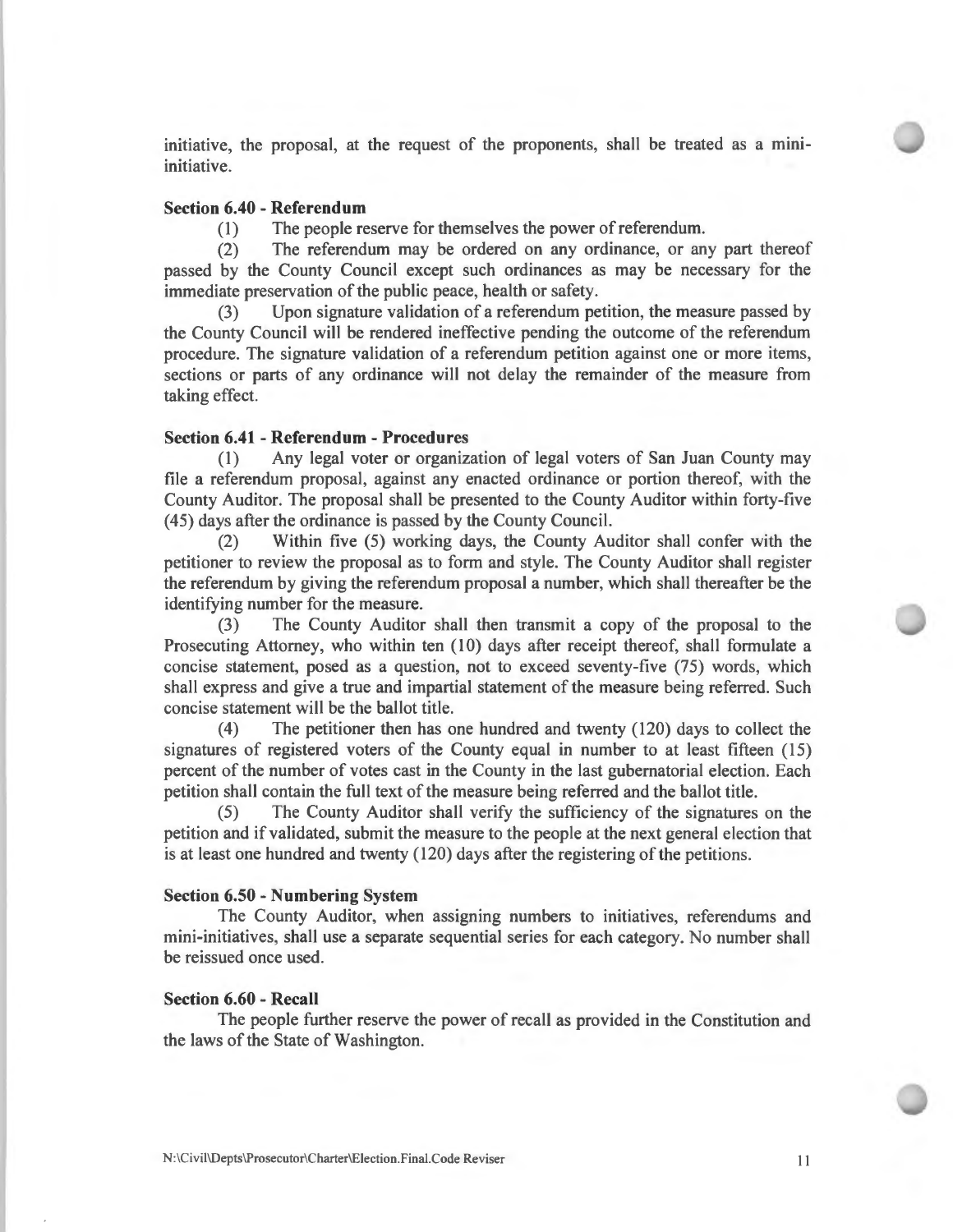initiative, the proposal, at the request of the proponents, shall be treated as a mini-initiative.

**Section 6.40 - Referendum**

(1) The people reserve for themselves the power of referendum.

(2) The referendum may be ordered on any ordinance, or any part thereof passed by the County Council except such ordinances as may be necessary for the immediate preservation of the public peace, health or safety.

(3) Upon signature validation of a referendum petition, the measure passed by the County Council will be rendered ineffective pending the outcome of the referendum procedure. The signature validation of a referendum petition against one or more items, sections or parts of any ordinance will not delay the remainder of the measure from taking effect.

**Section 6.41 - Referendum - Procedures**

(1) Any legal voter or organization of legal voters of San Juan County may file a referendum proposal, against any enacted ordinance or portion thereof, with the County Auditor. The proposal shall be presented to the County Auditor within forty-five (45) days after the ordinance is passed by the County Council.

(2) Within five (5) working days, the County Auditor shall confer with the petitioner to review the proposal as to form and style. The County Auditor shall register the referendum by giving the referendum proposal a number, which shall thereafter be the identifying number for the measure.

(3) The County Auditor shall then transmit a copy of the proposal to the Prosecuting Attorney, who within ten (10) days after receipt thereof, shall formulate a concise statement, posed as a question, not to exceed seventy-five (75) words, which shall express and give a true and impartial statement of the measure being referred. Such concise statement will be the ballot title.

(4) The petitioner then has one hundred and twenty (120) days to collect the signatures of registered voters of the County equal in number to at least fifteen (15) percent of the number of votes cast in the County in the last gubernatorial election. Each petition shall contain the full text of the measure being referred and the ballot title.

(5) The County Auditor shall verify the sufficiency of the signatures on the petition and if validated, submit the measure to the people at the next general election that is at least one hundred and twenty (120) days after the registering of the petitions.

**Section 6.50 - Numbering System**

The County Auditor, when assigning numbers to initiatives, referendums and mini-initiatives, shall use a separate sequential series for each category. No number shall be reissued once used.

**Section 6.60 - Recall**

The people further reserve the power of recall as provided in the Constitution and the laws of the State of Washington.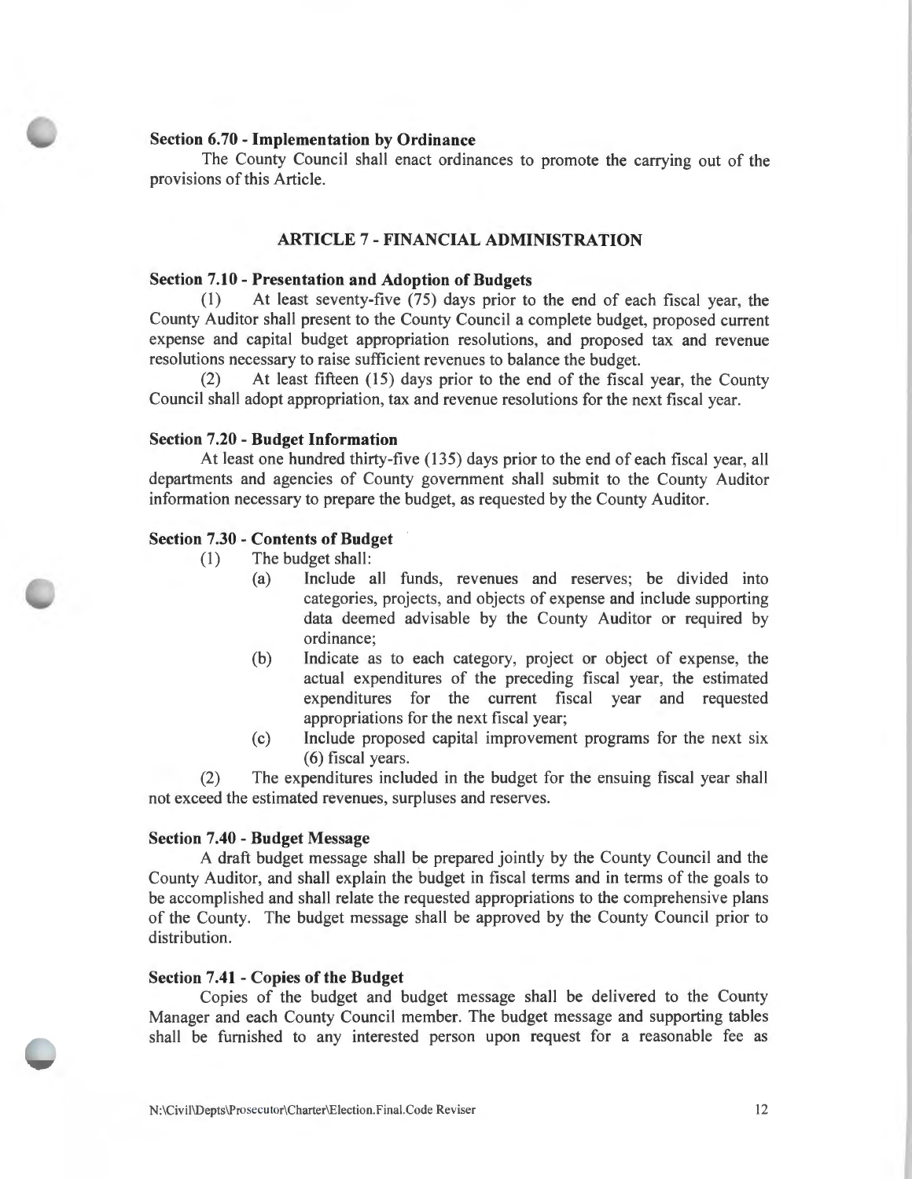**Section 6.70 - Implementation by Ordinance**

The County Council shall enact ordinances to promote the carrying out of the provisions of this Article.

## ARTICLE 7 - FINANCIAL ADMINISTRATION

**Section 7.10 - Presentation and Adoption of Budgets**

(1) At least seventy-five (75) days prior to the end of each fiscal year, the County Auditor shall present to the County Council a complete budget, proposed current expense and capital budget appropriation resolutions, and proposed tax and revenue resolutions necessary to raise sufficient revenues to balance the budget.

(2) At least fifteen (15) days prior to the end of the fiscal year, the County Council shall adopt appropriation, tax and revenue resolutions for the next fiscal year.

**Section 7.20 - Budget Information**

At least one hundred thirty-five (135) days prior to the end of each fiscal year, all departments and agencies of County government shall submit to the County Auditor information necessary to prepare the budget, as requested by the County Auditor.

**Section 7.30 - Contents of Budget**

(1) The budget shall:

(a) Include all funds, revenues and reserves; be divided into categories, projects, and objects of expense and include supporting data deemed advisable by the County Auditor or required by ordinance;

(b) Indicate as to each category, project or object of expense, the actual expenditures of the preceding fiscal year, the estimated expenditures for the current fiscal year and requested appropriations for the next fiscal year;

(c) Include proposed capital improvement programs for the next six (6) fiscal years.

(2) The expenditures included in the budget for the ensuing fiscal year shall not exceed the estimated revenues, surpluses and reserves.

**Section 7.40 - Budget Message**

A draft budget message shall be prepared jointly by the County Council and the County Auditor, and shall explain the budget in fiscal terms and in terms of the goals to be accomplished and shall relate the requested appropriations to the comprehensive plans of the County. The budget message shall be approved by the County Council prior to distribution.

**Section 7.41 - Copies of the Budget**

Copies of the budget and budget message shall be delivered to the County Manager and each County Council member. The budget message and supporting tables shall be furnished to any interested person upon request for a reasonable fee as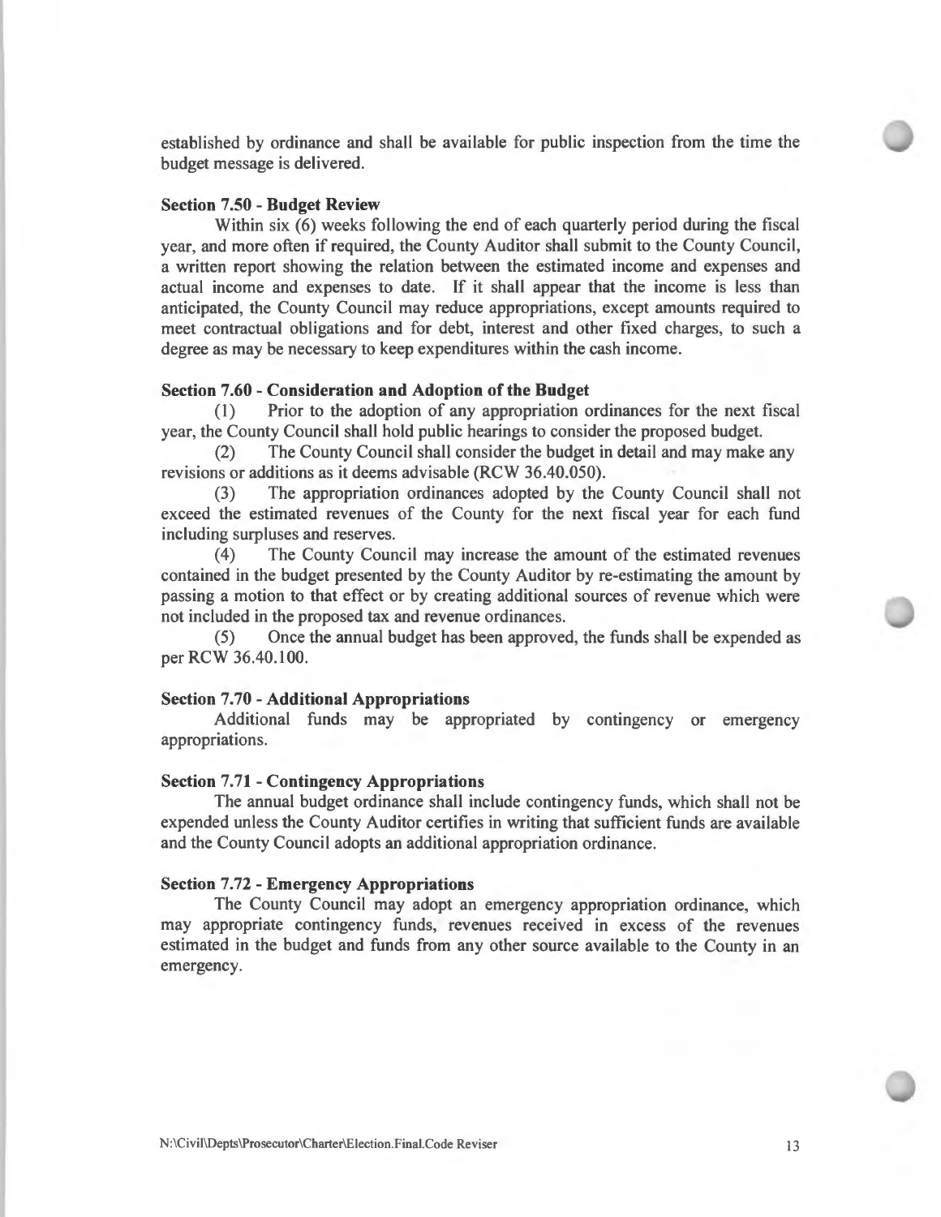established by ordinance and shall be available for public inspection from the time the budget message is delivered.

**Section 7.50 - Budget Review**

Within six (6) weeks following the end of each quarterly period during the fiscal year, and more often if required, the County Auditor shall submit to the County Council, a written report showing the relation between the estimated income and expenses and actual income and expenses to date. If it shall appear that the income is less than anticipated, the County Council may reduce appropriations, except amounts required to meet contractual obligations and for debt, interest and other fixed charges, to such a degree as may be necessary to keep expenditures within the cash income.

**Section 7.60 - Consideration and Adoption of the Budget**

(1) Prior to the adoption of any appropriation ordinances for the next fiscal year, the County Council shall hold public hearings to consider the proposed budget.

(2) The County Council shall consider the budget in detail and may make any revisions or additions as it deems advisable (RCW 36.40.050).

(3) The appropriation ordinances adopted by the County Council shall not exceed the estimated revenues of the County for the next fiscal year for each fund including surpluses and reserves.

(4) The County Council may increase the amount of the estimated revenues contained in the budget presented by the County Auditor by re-estimating the amount by passing a motion to that effect or by creating additional sources of revenue which were not included in the proposed tax and revenue ordinances.

(5) Once the annual budget has been approved, the funds shall be expended as per RCW 36.40.100.

**Section 7.70 - Additional Appropriations**

Additional funds may be appropriated by contingency or emergency appropriations.

**Section 7.71 - Contingency Appropriations**

The annual budget ordinance shall include contingency funds, which shall not be expended unless the County Auditor certifies in writing that sufficient funds are available and the County Council adopts an additional appropriation ordinance.

**Section 7.72 - Emergency Appropriations**

The County Council may adopt an emergency appropriation ordinance, which may appropriate contingency funds, revenues received in excess of the revenues estimated in the budget and funds from any other source available to the County in an emergency.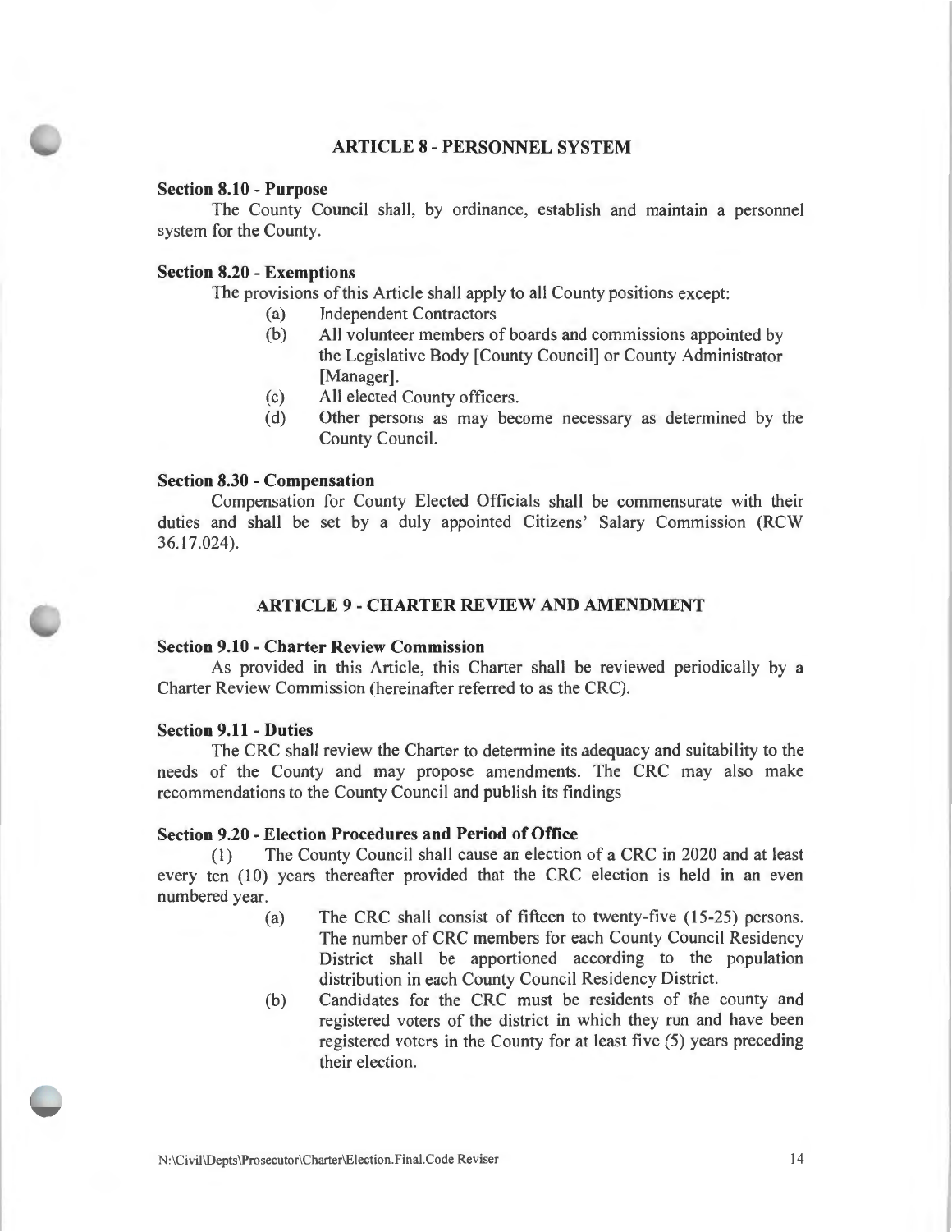## ARTICLE 8 - PERSONNEL SYSTEM

**Section 8.10 - Purpose**

The County Council shall, by ordinance, establish and maintain a personnel system for the County.

**Section 8.20 - Exemptions**

The provisions of this Article shall apply to all County positions except:

(a) Independent Contractors

(b) All volunteer members of boards and commissions appointed by the Legislative Body [County Council] or County Administrator [Manager].

(c) All elected County officers.

(d) Other persons as may become necessary as determined by the County Council.

**Section 8.30 - Compensation**

Compensation for County Elected Officials shall be commensurate with their duties and shall be set by a duly appointed Citizens' Salary Commission (RCW 36.17.024).

## ARTICLE 9 - CHARTER REVIEW AND AMENDMENT

**Section 9.10 - Charter Review Commission**

As provided in this Article, this Charter shall be reviewed periodically by a Charter Review Commission (hereinafter referred to as the CRC).

**Section 9.11 - Duties**

The CRC shall review the Charter to determine its adequacy and suitability to the needs of the County and may propose amendments. The CRC may also make recommendations to the County Council and publish its findings

**Section 9.20 - Election Procedures and Period of Office**

(1) The County Council shall cause an election of a CRC in 2020 and at least every ten (10) years thereafter provided that the CRC election is held in an even numbered year.

(a) The CRC shall consist of fifteen to twenty-five (15-25) persons. The number of CRC members for each County Council Residency District shall be apportioned according to the population distribution in each County Council Residency District.

(b) Candidates for the CRC must be residents of the county and registered voters of the district in which they run and have been registered voters in the County for at least five (5) years preceding their election.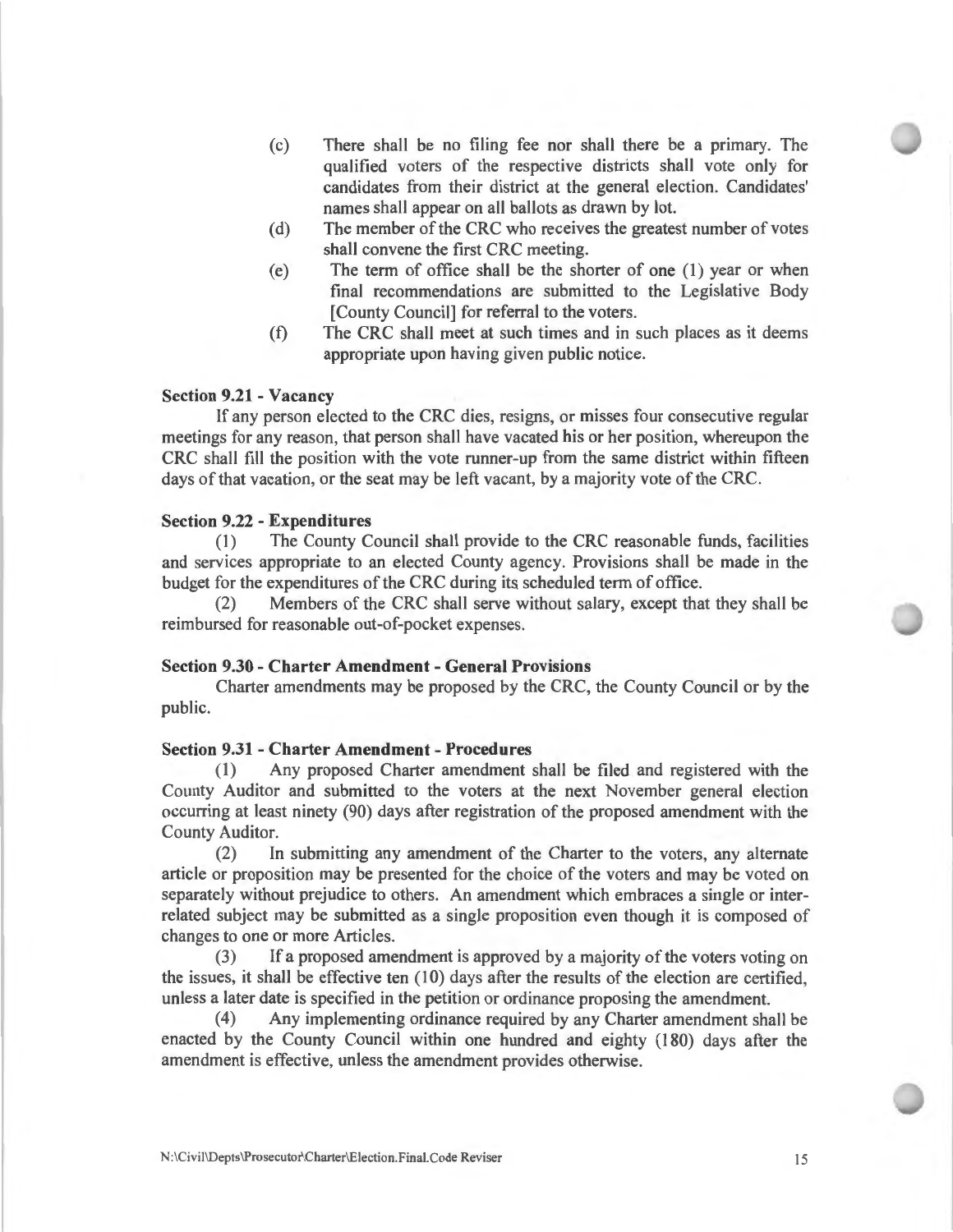(c) There shall be no filing fee nor shall there be a primary. The qualified voters of the respective districts shall vote only for candidates from their district at the general election. Candidates' names shall appear on all ballots as drawn by lot.

(d) The member of the CRC who receives the greatest number of votes shall convene the first CRC meeting.

(e) The term of office shall be the shorter of one (1) year or when final recommendations are submitted to the Legislative Body [County Council] for referral to the voters.

(f) The CRC shall meet at such times and in such places as it deems appropriate upon having given public notice.

**Section 9.21 - Vacancy**

If any person elected to the CRC dies, resigns, or misses four consecutive regular meetings for any reason, that person shall have vacated his or her position, whereupon the CRC shall fill the position with the vote runner-up from the same district within fifteen days of that vacation, or the seat may be left vacant, by a majority vote of the CRC.

**Section 9.22 - Expenditures**

(1) The County Council shall provide to the CRC reasonable funds, facilities and services appropriate to an elected County agency. Provisions shall be made in the budget for the expenditures of the CRC during its scheduled term of office.

(2) Members of the CRC shall serve without salary, except that they shall be reimbursed for reasonable out-of-pocket expenses.

**Section 9.30 - Charter Amendment - General Provisions**

Charter amendments may be proposed by the CRC, the County Council or by the public.

**Section 9.31 - Charter Amendment - Procedures**

(1) Any proposed Charter amendment shall be filed and registered with the County Auditor and submitted to the voters at the next November general election occurring at least ninety (90) days after registration of the proposed amendment with the County Auditor.

(2) In submitting any amendment of the Charter to the voters, any alternate article or proposition may be presented for the choice of the voters and may be voted on separately without prejudice to others. An amendment which embraces a single or inter-related subject may be submitted as a single proposition even though it is composed of changes to one or more Articles.

(3) If a proposed amendment is approved by a majority of the voters voting on the issues, it shall be effective ten (10) days after the results of the election are certified, unless a later date is specified in the petition or ordinance proposing the amendment.

(4) Any implementing ordinance required by any Charter amendment shall be enacted by the County Council within one hundred and eighty (180) days after the amendment is effective, unless the amendment provides otherwise.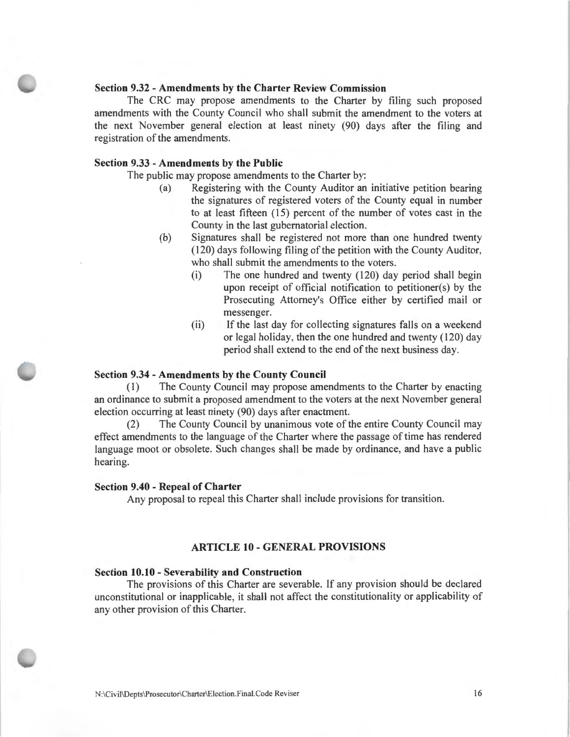**Section 9.32 - Amendments by the Charter Review Commission**

The CRC may propose amendments to the Charter by filing such proposed amendments with the County Council who shall submit the amendment to the voters at the next November general election at least ninety (90) days after the filing and registration of the amendments.

**Section 9.33 - Amendments by the Public**

The public may propose amendments to the Charter by:

(a) Registering with the County Auditor an initiative petition bearing the signatures of registered voters of the County equal in number to at least fifteen (15) percent of the number of votes cast in the County in the last gubernatorial election.

(b) Signatures shall be registered not more than one hundred twenty (120) days following filing of the petition with the County Auditor, who shall submit the amendments to the voters.

  (i) The one hundred and twenty (120) day period shall begin upon receipt of official notification to petitioner(s) by the Prosecuting Attorney's Office either by certified mail or messenger.

  (ii) If the last day for collecting signatures falls on a weekend or legal holiday, then the one hundred and twenty (120) day period shall extend to the end of the next business day.

**Section 9.34 - Amendments by the County Council**

(1) The County Council may propose amendments to the Charter by enacting an ordinance to submit a proposed amendment to the voters at the next November general election occurring at least ninety (90) days after enactment.

(2) The County Council by unanimous vote of the entire County Council may effect amendments to the language of the Charter where the passage of time has rendered language moot or obsolete. Such changes shall be made by ordinance, and have a public hearing.

**Section 9.40 - Repeal of Charter**

Any proposal to repeal this Charter shall include provisions for transition.

## ARTICLE 10 - GENERAL PROVISIONS

**Section 10.10 - Severability and Construction**

The provisions of this Charter are severable. If any provision should be declared unconstitutional or inapplicable, it shall not affect the constitutionality or applicability of any other provision of this Charter.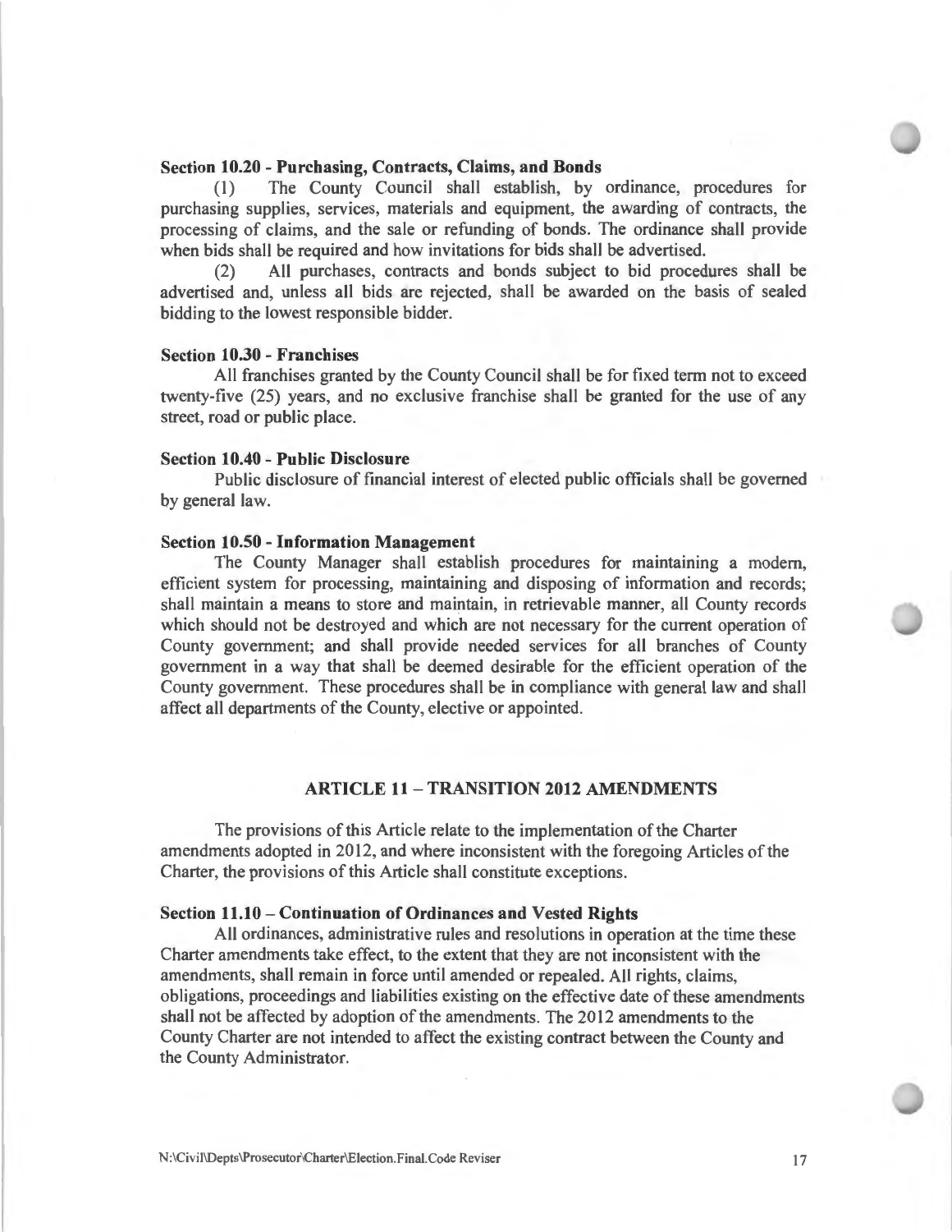**Section 10.20 - Purchasing, Contracts, Claims, and Bonds**

(1) The County Council shall establish, by ordinance, procedures for purchasing supplies, services, materials and equipment, the awarding of contracts, the processing of claims, and the sale or refunding of bonds. The ordinance shall provide when bids shall be required and how invitations for bids shall be advertised.

(2) All purchases, contracts and bonds subject to bid procedures shall be advertised and, unless all bids are rejected, shall be awarded on the basis of sealed bidding to the lowest responsible bidder.

**Section 10.30 - Franchises**

All franchises granted by the County Council shall be for fixed term not to exceed twenty-five (25) years, and no exclusive franchise shall be granted for the use of any street, road or public place.

**Section 10.40 - Public Disclosure**

Public disclosure of financial interest of elected public officials shall be governed by general law.

**Section 10.50 - Information Management**

The County Manager shall establish procedures for maintaining a modern, efficient system for processing, maintaining and disposing of information and records; shall maintain a means to store and maintain, in retrievable manner, all County records which should not be destroyed and which are not necessary for the current operation of County government; and shall provide needed services for all branches of County government in a way that shall be deemed desirable for the efficient operation of the County government. These procedures shall be in compliance with general law and shall affect all departments of the County, elective or appointed.

## ARTICLE 11 – TRANSITION 2012 AMENDMENTS

The provisions of this Article relate to the implementation of the Charter amendments adopted in 2012, and where inconsistent with the foregoing Articles of the Charter, the provisions of this Article shall constitute exceptions.

**Section 11.10 – Continuation of Ordinances and Vested Rights**

All ordinances, administrative rules and resolutions in operation at the time these Charter amendments take effect, to the extent that they are not inconsistent with the amendments, shall remain in force until amended or repealed. All rights, claims, obligations, proceedings and liabilities existing on the effective date of these amendments shall not be affected by adoption of the amendments. The 2012 amendments to the County Charter are not intended to affect the existing contract between the County and the County Administrator.

N:\Civil\Depts\Prosecutor\Charter\Election.Final.Code Reviser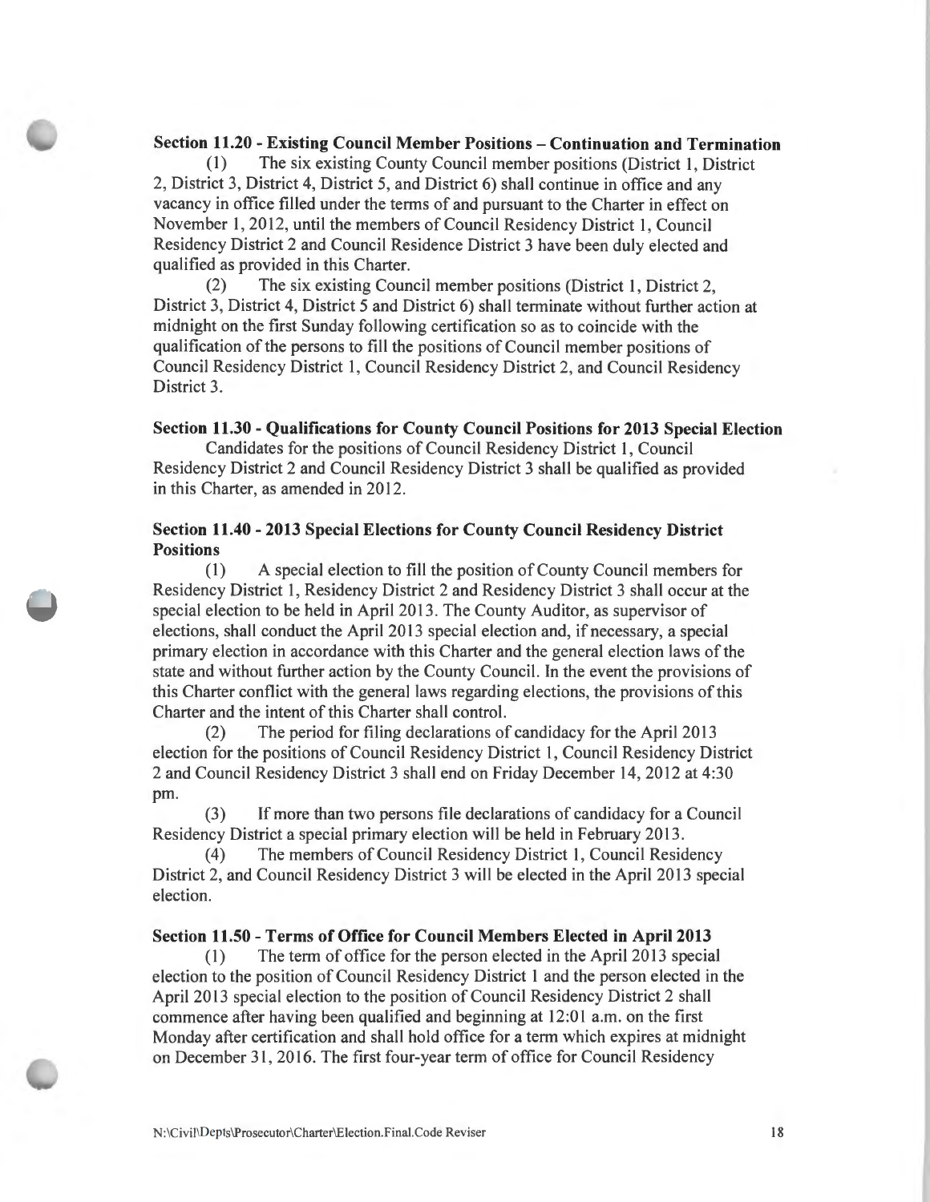**Section 11.20 - Existing Council Member Positions – Continuation and Termination**

(1) The six existing County Council member positions (District 1, District 2, District 3, District 4, District 5, and District 6) shall continue in office and any vacancy in office filled under the terms of and pursuant to the Charter in effect on November 1, 2012, until the members of Council Residency District 1, Council Residency District 2 and Council Residence District 3 have been duly elected and qualified as provided in this Charter.

(2) The six existing Council member positions (District 1, District 2, District 3, District 4, District 5 and District 6) shall terminate without further action at midnight on the first Sunday following certification so as to coincide with the qualification of the persons to fill the positions of Council member positions of Council Residency District 1, Council Residency District 2, and Council Residency District 3.

**Section 11.30 - Qualifications for County Council Positions for 2013 Special Election**

Candidates for the positions of Council Residency District 1, Council Residency District 2 and Council Residency District 3 shall be qualified as provided in this Charter, as amended in 2012.

**Section 11.40 - 2013 Special Elections for County Council Residency District Positions**

(1) A special election to fill the position of County Council members for Residency District 1, Residency District 2 and Residency District 3 shall occur at the special election to be held in April 2013. The County Auditor, as supervisor of elections, shall conduct the April 2013 special election and, if necessary, a special primary election in accordance with this Charter and the general election laws of the state and without further action by the County Council. In the event the provisions of this Charter conflict with the general laws regarding elections, the provisions of this Charter and the intent of this Charter shall control.

(2) The period for filing declarations of candidacy for the April 2013 election for the positions of Council Residency District 1, Council Residency District 2 and Council Residency District 3 shall end on Friday December 14, 2012 at 4:30 pm.

(3) If more than two persons file declarations of candidacy for a Council Residency District a special primary election will be held in February 2013.

(4) The members of Council Residency District 1, Council Residency District 2, and Council Residency District 3 will be elected in the April 2013 special election.

**Section 11.50 - Terms of Office for Council Members Elected in April 2013**

(1) The term of office for the person elected in the April 2013 special election to the position of Council Residency District 1 and the person elected in the April 2013 special election to the position of Council Residency District 2 shall commence after having been qualified and beginning at 12:01 a.m. on the first Monday after certification and shall hold office for a term which expires at midnight on December 31, 2016. The first four-year term of office for Council Residency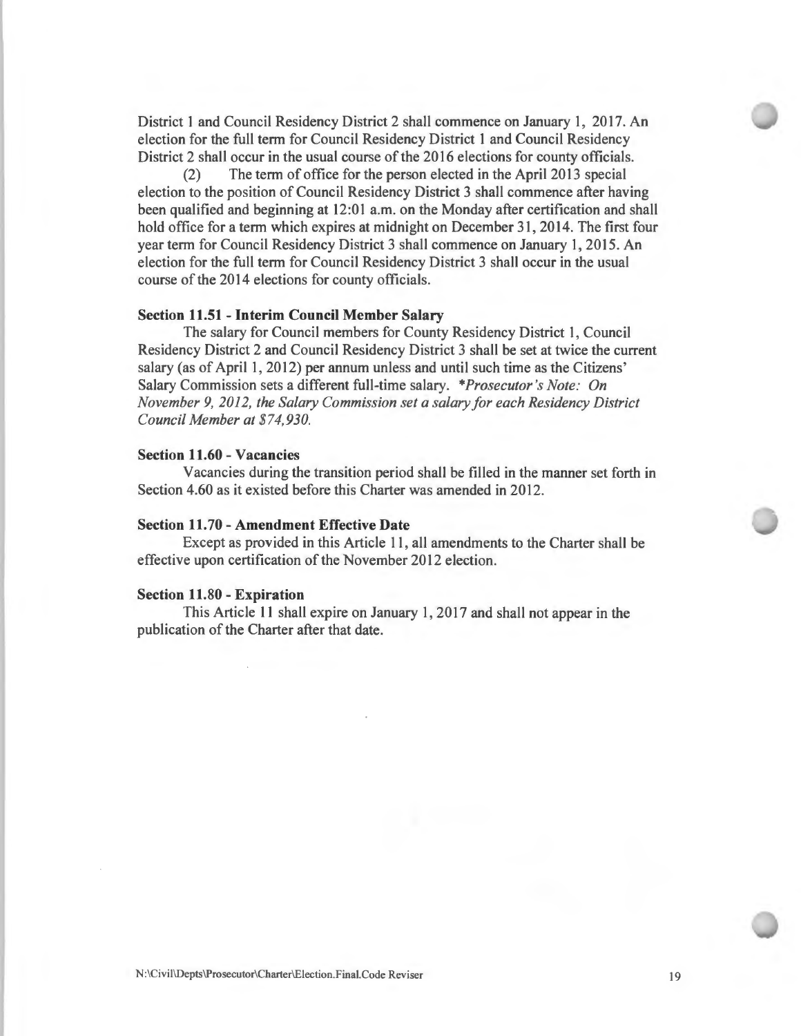District 1 and Council Residency District 2 shall commence on January 1, 2017. An election for the full term for Council Residency District 1 and Council Residency District 2 shall occur in the usual course of the 2016 elections for county officials.

(2) The term of office for the person elected in the April 2013 special election to the position of Council Residency District 3 shall commence after having been qualified and beginning at 12:01 a.m. on the Monday after certification and shall hold office for a term which expires at midnight on December 31, 2014. The first four year term for Council Residency District 3 shall commence on January 1, 2015. An election for the full term for Council Residency District 3 shall occur in the usual course of the 2014 elections for county officials.

**Section 11.51 - Interim Council Member Salary**

The salary for Council members for County Residency District 1, Council Residency District 2 and Council Residency District 3 shall be set at twice the current salary (as of April 1, 2012) per annum unless and until such time as the Citizens' Salary Commission sets a different full-time salary. *\*Prosecutor's Note: On November 9, 2012, the Salary Commission set a salary for each Residency District Council Member at $74,930.*

**Section 11.60 - Vacancies**

Vacancies during the transition period shall be filled in the manner set forth in Section 4.60 as it existed before this Charter was amended in 2012.

**Section 11.70 - Amendment Effective Date**

Except as provided in this Article 11, all amendments to the Charter shall be effective upon certification of the November 2012 election.

**Section 11.80 - Expiration**

This Article 11 shall expire on January 1, 2017 and shall not appear in the publication of the Charter after that date.